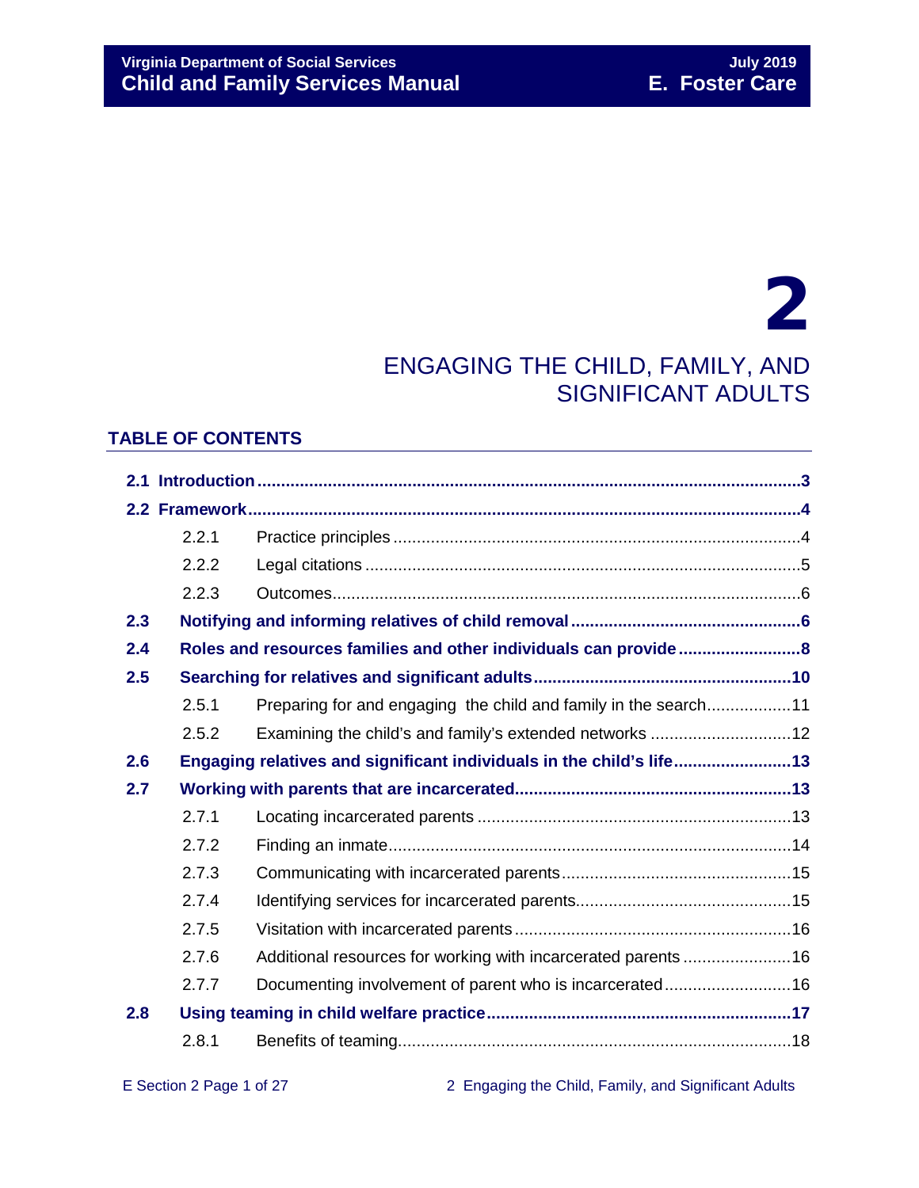# 2

# ENGAGING THE CHILD, FAMILY, AND SIGNIFICANT ADULTS

## TABLE OF CONTENTS

**2.1 Introduction** .......... 3

**2.2 Framework** .......... 4

- 2.2.1 Practice principles .......... 4
- 2.2.2 Legal citations .......... 5
- 2.2.3 Outcomes .......... 6

**2.3 Notifying and informing relatives of child removal** .......... 6

**2.4 Roles and resources families and other individuals can provide** .......... 8

**2.5 Searching for relatives and significant adults** .......... 10

- 2.5.1 Preparing for and engaging the child and family in the search .......... 11
- 2.5.2 Examining the child's and family's extended networks .......... 12

**2.6 Engaging relatives and significant individuals in the child's life** .......... 13

**2.7 Working with parents that are incarcerated** .......... 13

- 2.7.1 Locating incarcerated parents .......... 13
- 2.7.2 Finding an inmate .......... 14
- 2.7.3 Communicating with incarcerated parents .......... 15
- 2.7.4 Identifying services for incarcerated parents .......... 15
- 2.7.5 Visitation with incarcerated parents .......... 16
- 2.7.6 Additional resources for working with incarcerated parents .......... 16
- 2.7.7 Documenting involvement of parent who is incarcerated .......... 16

**2.8 Using teaming in child welfare practice** .......... 17

- 2.8.1 Benefits of teaming .......... 18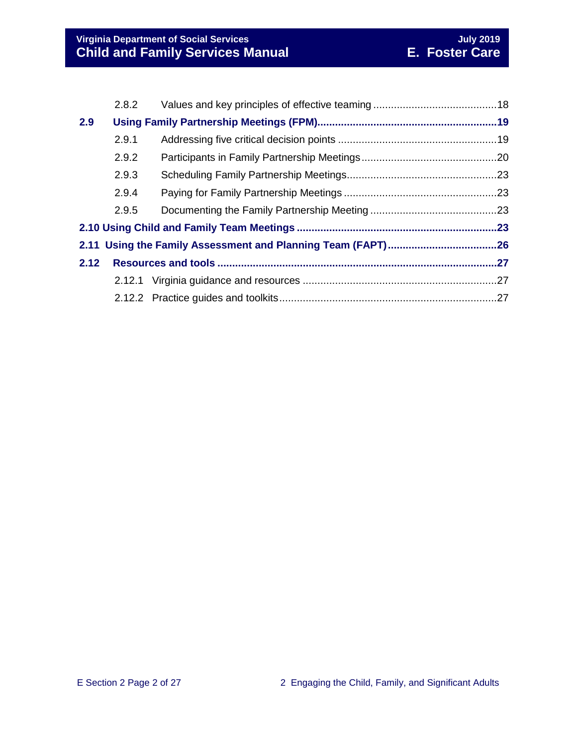- 2.8.2 Values and key principles of effective teaming ..........18

**2.9 Using Family Partnership Meetings (FPM)..........19**

- 2.9.1 Addressing five critical decision points ..........19
- 2.9.2 Participants in Family Partnership Meetings..........20
- 2.9.3 Scheduling Family Partnership Meetings..........23
- 2.9.4 Paying for Family Partnership Meetings ..........23
- 2.9.5 Documenting the Family Partnership Meeting ..........23

**2.10 Using Child and Family Team Meetings ..........23**

**2.11 Using the Family Assessment and Planning Team (FAPT)..........26**

**2.12 Resources and tools ..........27**

- 2.12.1 Virginia guidance and resources ..........27
- 2.12.2 Practice guides and toolkits..........27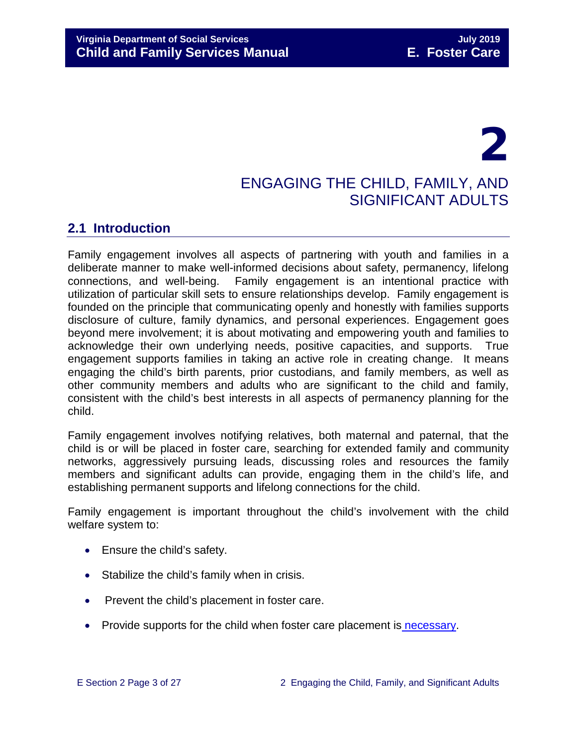# 2

# ENGAGING THE CHILD, FAMILY, AND SIGNIFICANT ADULTS

## 2.1 Introduction

Family engagement involves all aspects of partnering with youth and families in a deliberate manner to make well-informed decisions about safety, permanency, lifelong connections, and well-being. Family engagement is an intentional practice with utilization of particular skill sets to ensure relationships develop. Family engagement is founded on the principle that communicating openly and honestly with families supports disclosure of culture, family dynamics, and personal experiences. Engagement goes beyond mere involvement; it is about motivating and empowering youth and families to acknowledge their own underlying needs, positive capacities, and supports. True engagement supports families in taking an active role in creating change. It means engaging the child's birth parents, prior custodians, and family members, as well as other community members and adults who are significant to the child and family, consistent with the child's best interests in all aspects of permanency planning for the child.

Family engagement involves notifying relatives, both maternal and paternal, that the child is or will be placed in foster care, searching for extended family and community networks, aggressively pursuing leads, discussing roles and resources the family members and significant adults can provide, engaging them in the child's life, and establishing permanent supports and lifelong connections for the child.

Family engagement is important throughout the child's involvement with the child welfare system to:

- Ensure the child's safety.
- Stabilize the child's family when in crisis.
- Prevent the child's placement in foster care.
- Provide supports for the child when foster care placement is necessary.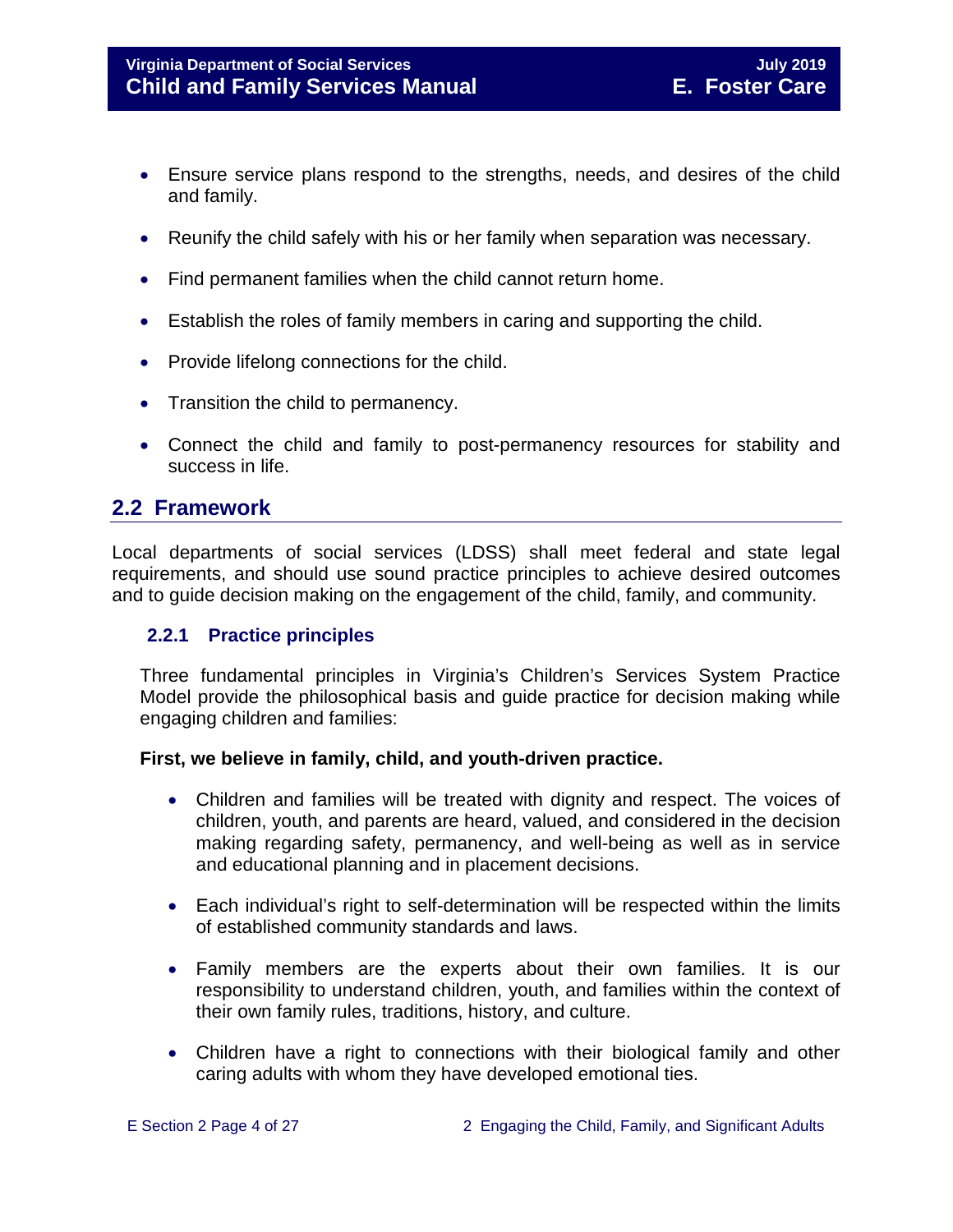- Ensure service plans respond to the strengths, needs, and desires of the child and family.
- Reunify the child safely with his or her family when separation was necessary.
- Find permanent families when the child cannot return home.
- Establish the roles of family members in caring and supporting the child.
- Provide lifelong connections for the child.
- Transition the child to permanency.
- Connect the child and family to post-permanency resources for stability and success in life.

## 2.2 Framework

Local departments of social services (LDSS) shall meet federal and state legal requirements, and should use sound practice principles to achieve desired outcomes and to guide decision making on the engagement of the child, family, and community.

### 2.2.1 Practice principles

Three fundamental principles in Virginia's Children's Services System Practice Model provide the philosophical basis and guide practice for decision making while engaging children and families:

**First, we believe in family, child, and youth-driven practice.**

- Children and families will be treated with dignity and respect. The voices of children, youth, and parents are heard, valued, and considered in the decision making regarding safety, permanency, and well-being as well as in service and educational planning and in placement decisions.
- Each individual's right to self-determination will be respected within the limits of established community standards and laws.
- Family members are the experts about their own families. It is our responsibility to understand children, youth, and families within the context of their own family rules, traditions, history, and culture.
- Children have a right to connections with their biological family and other caring adults with whom they have developed emotional ties.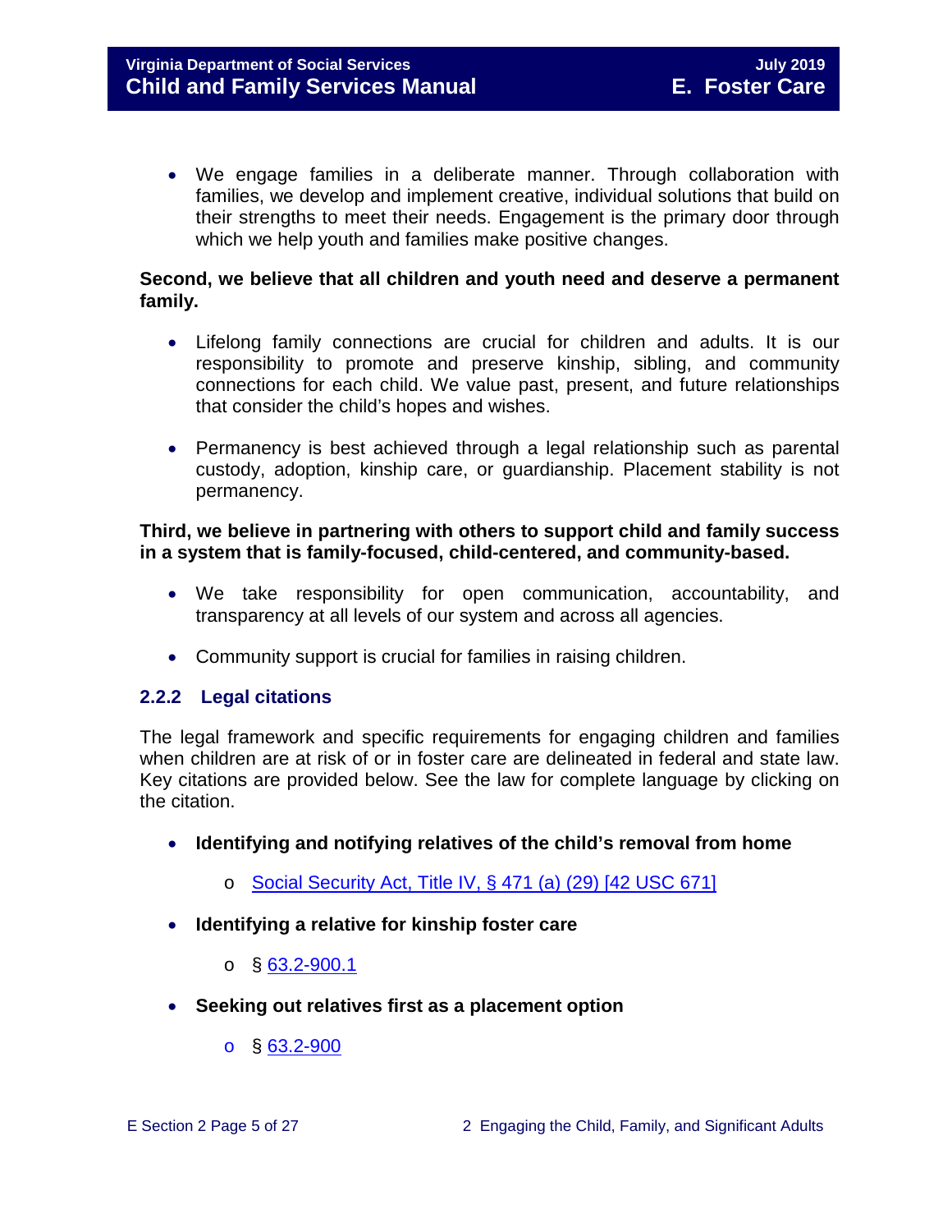- We engage families in a deliberate manner. Through collaboration with families, we develop and implement creative, individual solutions that build on their strengths to meet their needs. Engagement is the primary door through which we help youth and families make positive changes.

**Second, we believe that all children and youth need and deserve a permanent family.**

- Lifelong family connections are crucial for children and adults. It is our responsibility to promote and preserve kinship, sibling, and community connections for each child. We value past, present, and future relationships that consider the child's hopes and wishes.

- Permanency is best achieved through a legal relationship such as parental custody, adoption, kinship care, or guardianship. Placement stability is not permanency.

**Third, we believe in partnering with others to support child and family success in a system that is family-focused, child-centered, and community-based.**

- We take responsibility for open communication, accountability, and transparency at all levels of our system and across all agencies.

- Community support is crucial for families in raising children.

### 2.2.2 Legal citations

The legal framework and specific requirements for engaging children and families when children are at risk of or in foster care are delineated in federal and state law. Key citations are provided below. See the law for complete language by clicking on the citation.

- **Identifying and notifying relatives of the child's removal from home**
  - Social Security Act, Title IV, § 471 (a) (29) [42 USC 671]
- **Identifying a relative for kinship foster care**
  - § 63.2-900.1
- **Seeking out relatives first as a placement option**
  - § 63.2-900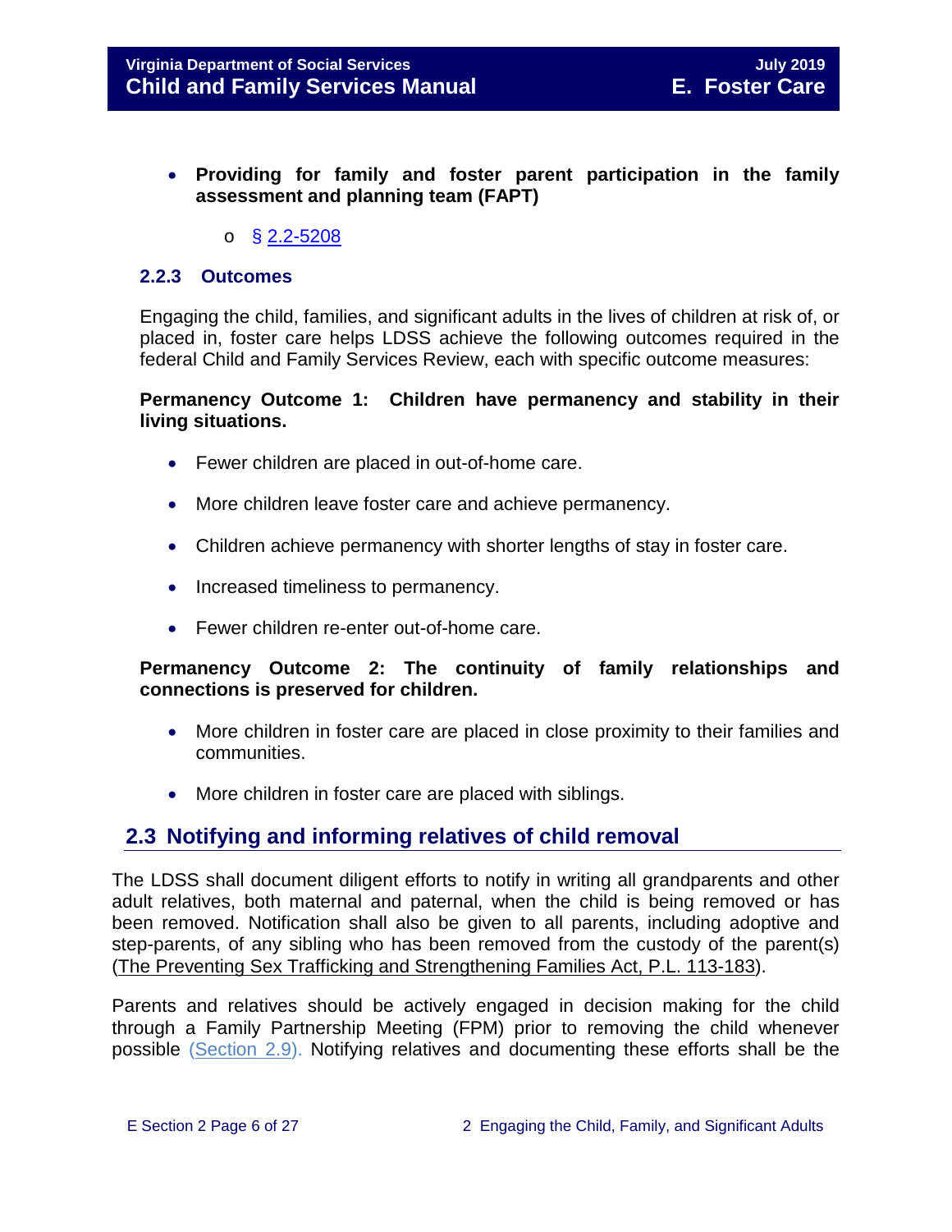- **Providing for family and foster parent participation in the family assessment and planning team (FAPT)**
    - § 2.2-5208

### 2.2.3 Outcomes

Engaging the child, families, and significant adults in the lives of children at risk of, or placed in, foster care helps LDSS achieve the following outcomes required in the federal Child and Family Services Review, each with specific outcome measures:

**Permanency Outcome 1: Children have permanency and stability in their living situations.**

- Fewer children are placed in out-of-home care.
- More children leave foster care and achieve permanency.
- Children achieve permanency with shorter lengths of stay in foster care.
- Increased timeliness to permanency.
- Fewer children re-enter out-of-home care.

**Permanency Outcome 2: The continuity of family relationships and connections is preserved for children.**

- More children in foster care are placed in close proximity to their families and communities.
- More children in foster care are placed with siblings.

## 2.3 Notifying and informing relatives of child removal

The LDSS shall document diligent efforts to notify in writing all grandparents and other adult relatives, both maternal and paternal, when the child is being removed or has been removed. Notification shall also be given to all parents, including adoptive and step-parents, of any sibling who has been removed from the custody of the parent(s) (The Preventing Sex Trafficking and Strengthening Families Act, P.L. 113-183).

Parents and relatives should be actively engaged in decision making for the child through a Family Partnership Meeting (FPM) prior to removing the child whenever possible (Section 2.9). Notifying relatives and documenting these efforts shall be the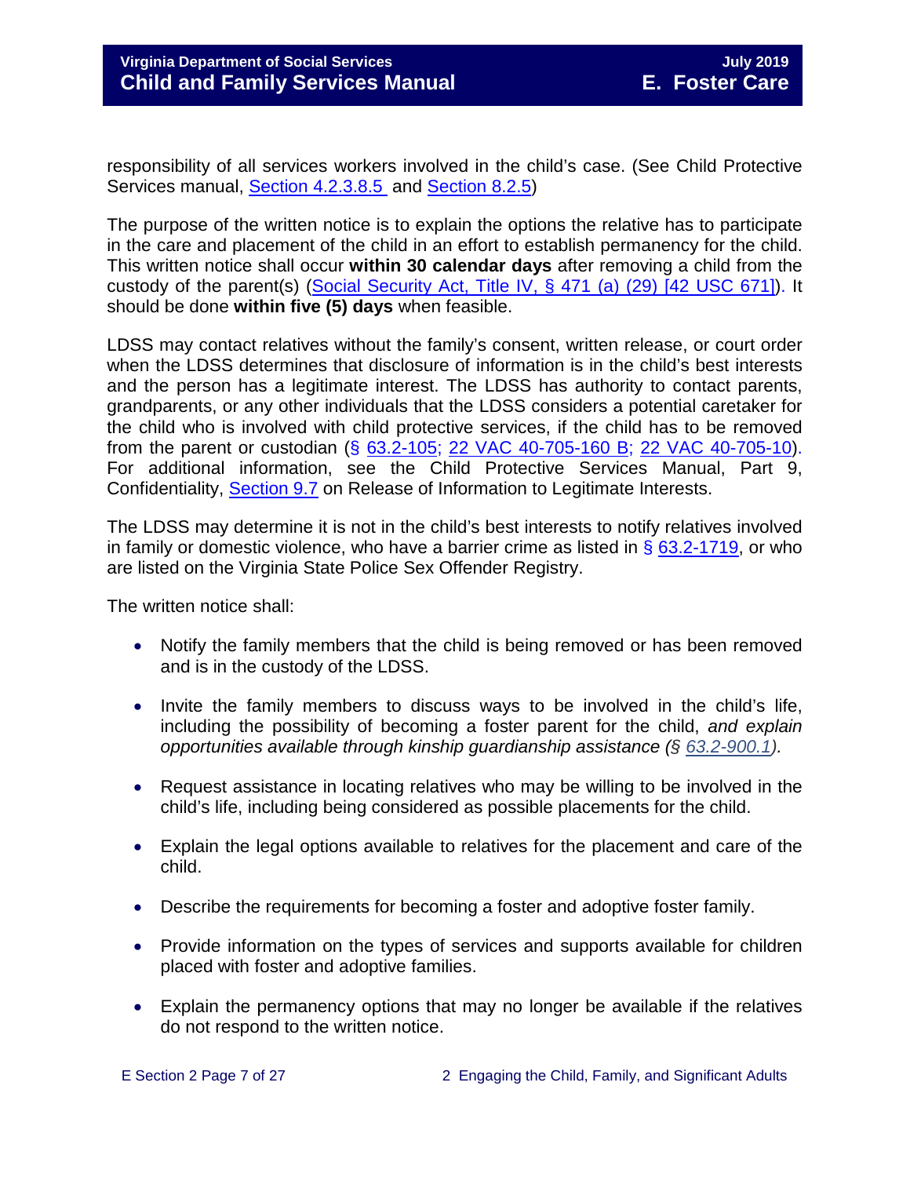responsibility of all services workers involved in the child's case. (See Child Protective Services manual, Section 4.2.3.8.5 and Section 8.2.5)

The purpose of the written notice is to explain the options the relative has to participate in the care and placement of the child in an effort to establish permanency for the child. This written notice shall occur **within 30 calendar days** after removing a child from the custody of the parent(s) (Social Security Act, Title IV, § 471 (a) (29) [42 USC 671]). It should be done **within five (5) days** when feasible.

LDSS may contact relatives without the family's consent, written release, or court order when the LDSS determines that disclosure of information is in the child's best interests and the person has a legitimate interest. The LDSS has authority to contact parents, grandparents, or any other individuals that the LDSS considers a potential caretaker for the child who is involved with child protective services, if the child has to be removed from the parent or custodian (§ 63.2-105; 22 VAC 40-705-160 B; 22 VAC 40-705-10). For additional information, see the Child Protective Services Manual, Part 9, Confidentiality, Section 9.7 on Release of Information to Legitimate Interests.

The LDSS may determine it is not in the child's best interests to notify relatives involved in family or domestic violence, who have a barrier crime as listed in § 63.2-1719, or who are listed on the Virginia State Police Sex Offender Registry.

The written notice shall:

- Notify the family members that the child is being removed or has been removed and is in the custody of the LDSS.
- Invite the family members to discuss ways to be involved in the child's life, including the possibility of becoming a foster parent for the child, *and explain opportunities available through kinship guardianship assistance (§ 63.2-900.1).*
- Request assistance in locating relatives who may be willing to be involved in the child's life, including being considered as possible placements for the child.
- Explain the legal options available to relatives for the placement and care of the child.
- Describe the requirements for becoming a foster and adoptive foster family.
- Provide information on the types of services and supports available for children placed with foster and adoptive families.
- Explain the permanency options that may no longer be available if the relatives do not respond to the written notice.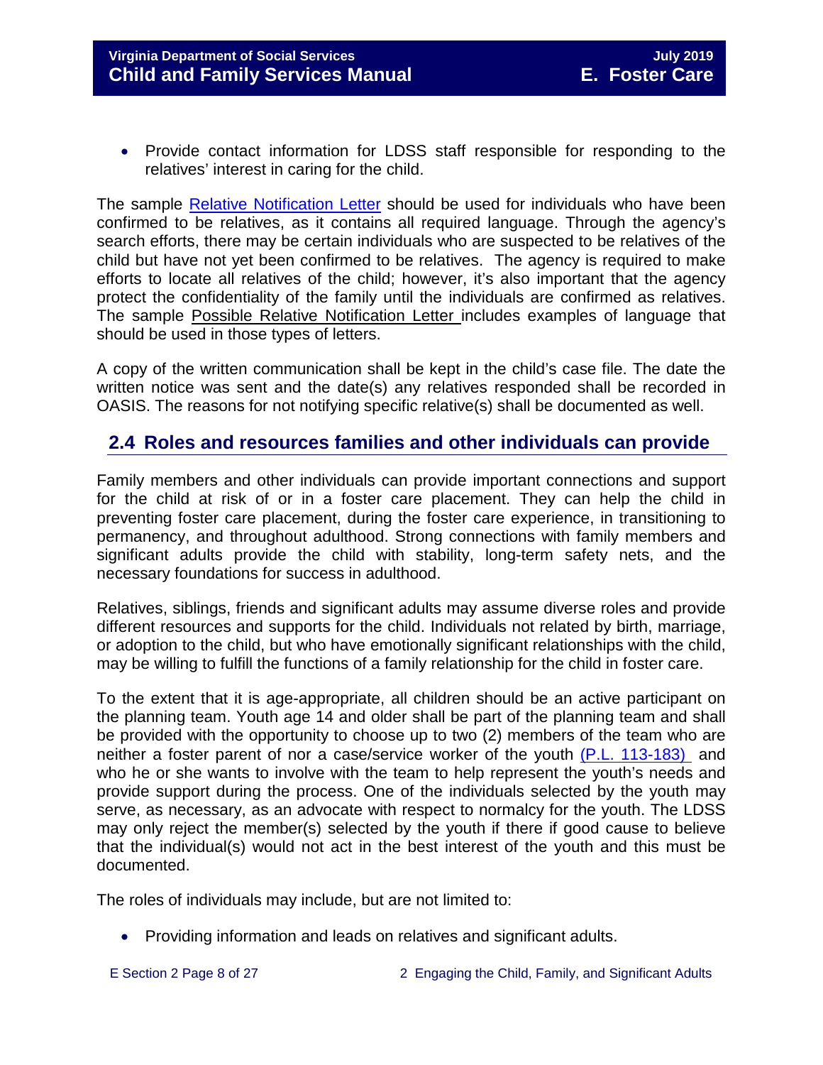- Provide contact information for LDSS staff responsible for responding to the relatives' interest in caring for the child.

The sample Relative Notification Letter should be used for individuals who have been confirmed to be relatives, as it contains all required language. Through the agency's search efforts, there may be certain individuals who are suspected to be relatives of the child but have not yet been confirmed to be relatives. The agency is required to make efforts to locate all relatives of the child; however, it's also important that the agency protect the confidentiality of the family until the individuals are confirmed as relatives. The sample Possible Relative Notification Letter includes examples of language that should be used in those types of letters.

A copy of the written communication shall be kept in the child's case file. The date the written notice was sent and the date(s) any relatives responded shall be recorded in OASIS. The reasons for not notifying specific relative(s) shall be documented as well.

## 2.4 Roles and resources families and other individuals can provide

Family members and other individuals can provide important connections and support for the child at risk of or in a foster care placement. They can help the child in preventing foster care placement, during the foster care experience, in transitioning to permanency, and throughout adulthood. Strong connections with family members and significant adults provide the child with stability, long-term safety nets, and the necessary foundations for success in adulthood.

Relatives, siblings, friends and significant adults may assume diverse roles and provide different resources and supports for the child. Individuals not related by birth, marriage, or adoption to the child, but who have emotionally significant relationships with the child, may be willing to fulfill the functions of a family relationship for the child in foster care.

To the extent that it is age-appropriate, all children should be an active participant on the planning team. Youth age 14 and older shall be part of the planning team and shall be provided with the opportunity to choose up to two (2) members of the team who are neither a foster parent of nor a case/service worker of the youth (P.L. 113-183) and who he or she wants to involve with the team to help represent the youth's needs and provide support during the process. One of the individuals selected by the youth may serve, as necessary, as an advocate with respect to normalcy for the youth. The LDSS may only reject the member(s) selected by the youth if there if good cause to believe that the individual(s) would not act in the best interest of the youth and this must be documented.

The roles of individuals may include, but are not limited to:

- Providing information and leads on relatives and significant adults.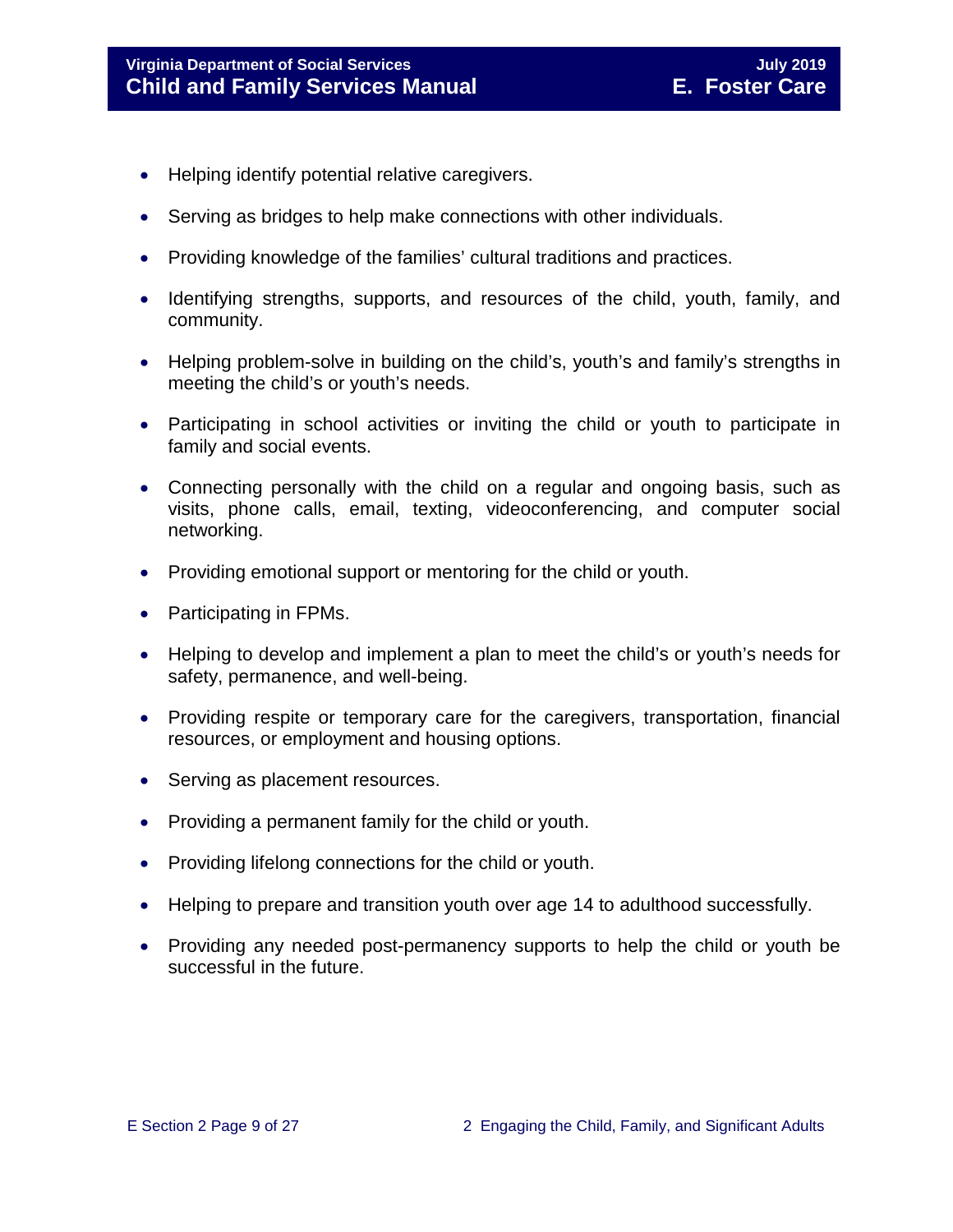- Helping identify potential relative caregivers.
- Serving as bridges to help make connections with other individuals.
- Providing knowledge of the families' cultural traditions and practices.
- Identifying strengths, supports, and resources of the child, youth, family, and community.
- Helping problem-solve in building on the child's, youth's and family's strengths in meeting the child's or youth's needs.
- Participating in school activities or inviting the child or youth to participate in family and social events.
- Connecting personally with the child on a regular and ongoing basis, such as visits, phone calls, email, texting, videoconferencing, and computer social networking.
- Providing emotional support or mentoring for the child or youth.
- Participating in FPMs.
- Helping to develop and implement a plan to meet the child's or youth's needs for safety, permanence, and well-being.
- Providing respite or temporary care for the caregivers, transportation, financial resources, or employment and housing options.
- Serving as placement resources.
- Providing a permanent family for the child or youth.
- Providing lifelong connections for the child or youth.
- Helping to prepare and transition youth over age 14 to adulthood successfully.
- Providing any needed post-permanency supports to help the child or youth be successful in the future.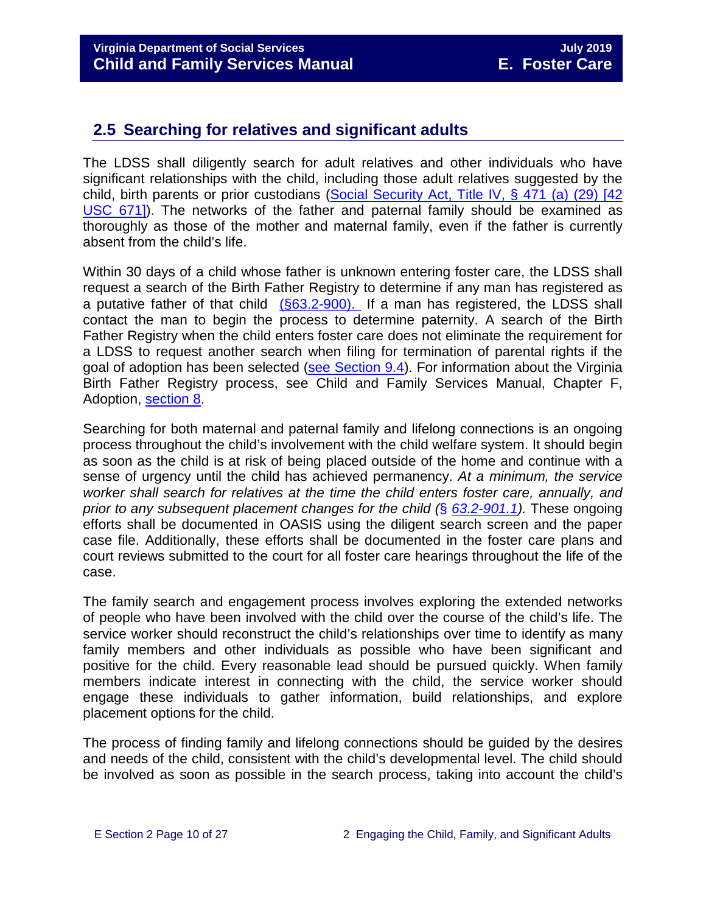## 2.5 Searching for relatives and significant adults

The LDSS shall diligently search for adult relatives and other individuals who have significant relationships with the child, including those adult relatives suggested by the child, birth parents or prior custodians (Social Security Act, Title IV, § 471 (a) (29) [42 USC 671]). The networks of the father and paternal family should be examined as thoroughly as those of the mother and maternal family, even if the father is currently absent from the child's life.

Within 30 days of a child whose father is unknown entering foster care, the LDSS shall request a search of the Birth Father Registry to determine if any man has registered as a putative father of that child (§63.2-900). If a man has registered, the LDSS shall contact the man to begin the process to determine paternity. A search of the Birth Father Registry when the child enters foster care does not eliminate the requirement for a LDSS to request another search when filing for termination of parental rights if the goal of adoption has been selected (see Section 9.4). For information about the Virginia Birth Father Registry process, see Child and Family Services Manual, Chapter F, Adoption, section 8.

Searching for both maternal and paternal family and lifelong connections is an ongoing process throughout the child's involvement with the child welfare system. It should begin as soon as the child is at risk of being placed outside of the home and continue with a sense of urgency until the child has achieved permanency. *At a minimum, the service worker shall search for relatives at the time the child enters foster care, annually, and prior to any subsequent placement changes for the child (§ 63.2-901.1).* These ongoing efforts shall be documented in OASIS using the diligent search screen and the paper case file. Additionally, these efforts shall be documented in the foster care plans and court reviews submitted to the court for all foster care hearings throughout the life of the case.

The family search and engagement process involves exploring the extended networks of people who have been involved with the child over the course of the child's life. The service worker should reconstruct the child's relationships over time to identify as many family members and other individuals as possible who have been significant and positive for the child. Every reasonable lead should be pursued quickly. When family members indicate interest in connecting with the child, the service worker should engage these individuals to gather information, build relationships, and explore placement options for the child.

The process of finding family and lifelong connections should be guided by the desires and needs of the child, consistent with the child's developmental level. The child should be involved as soon as possible in the search process, taking into account the child's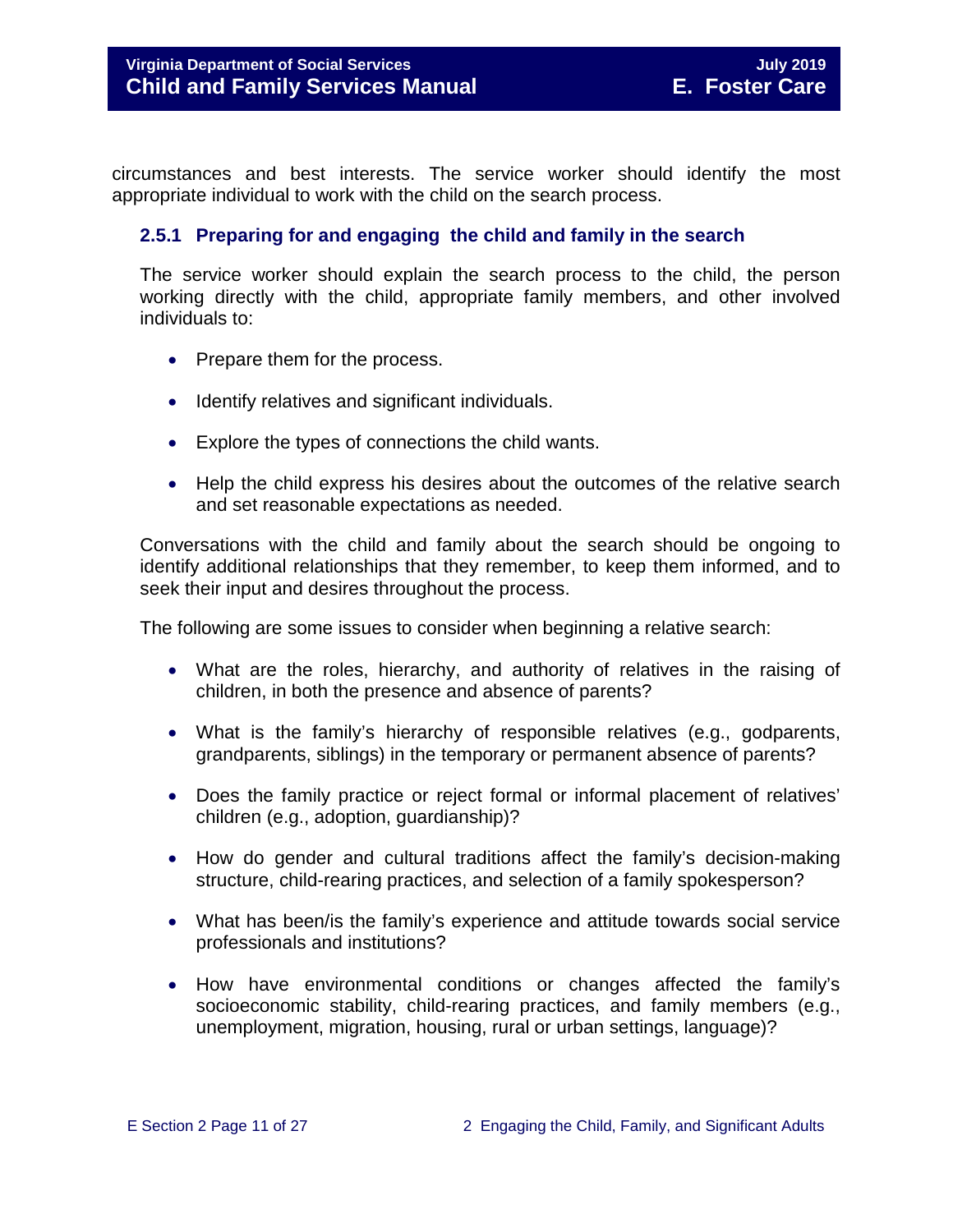circumstances and best interests. The service worker should identify the most appropriate individual to work with the child on the search process.

### 2.5.1 Preparing for and engaging the child and family in the search

The service worker should explain the search process to the child, the person working directly with the child, appropriate family members, and other involved individuals to:

- Prepare them for the process.
- Identify relatives and significant individuals.
- Explore the types of connections the child wants.
- Help the child express his desires about the outcomes of the relative search and set reasonable expectations as needed.

Conversations with the child and family about the search should be ongoing to identify additional relationships that they remember, to keep them informed, and to seek their input and desires throughout the process.

The following are some issues to consider when beginning a relative search:

- What are the roles, hierarchy, and authority of relatives in the raising of children, in both the presence and absence of parents?
- What is the family's hierarchy of responsible relatives (e.g., godparents, grandparents, siblings) in the temporary or permanent absence of parents?
- Does the family practice or reject formal or informal placement of relatives' children (e.g., adoption, guardianship)?
- How do gender and cultural traditions affect the family's decision-making structure, child-rearing practices, and selection of a family spokesperson?
- What has been/is the family's experience and attitude towards social service professionals and institutions?
- How have environmental conditions or changes affected the family's socioeconomic stability, child-rearing practices, and family members (e.g., unemployment, migration, housing, rural or urban settings, language)?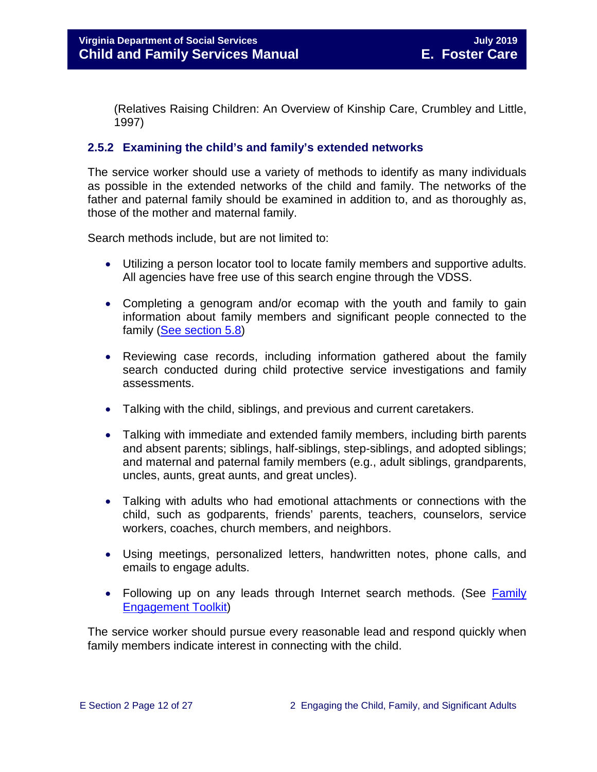(Relatives Raising Children: An Overview of Kinship Care, Crumbley and Little, 1997)

### 2.5.2 Examining the child's and family's extended networks

The service worker should use a variety of methods to identify as many individuals as possible in the extended networks of the child and family. The networks of the father and paternal family should be examined in addition to, and as thoroughly as, those of the mother and maternal family.

Search methods include, but are not limited to:

- Utilizing a person locator tool to locate family members and supportive adults. All agencies have free use of this search engine through the VDSS.
- Completing a genogram and/or ecomap with the youth and family to gain information about family members and significant people connected to the family (See section 5.8)
- Reviewing case records, including information gathered about the family search conducted during child protective service investigations and family assessments.
- Talking with the child, siblings, and previous and current caretakers.
- Talking with immediate and extended family members, including birth parents and absent parents; siblings, half-siblings, step-siblings, and adopted siblings; and maternal and paternal family members (e.g., adult siblings, grandparents, uncles, aunts, great aunts, and great uncles).
- Talking with adults who had emotional attachments or connections with the child, such as godparents, friends' parents, teachers, counselors, service workers, coaches, church members, and neighbors.
- Using meetings, personalized letters, handwritten notes, phone calls, and emails to engage adults.
- Following up on any leads through Internet search methods. (See Family Engagement Toolkit)

The service worker should pursue every reasonable lead and respond quickly when family members indicate interest in connecting with the child.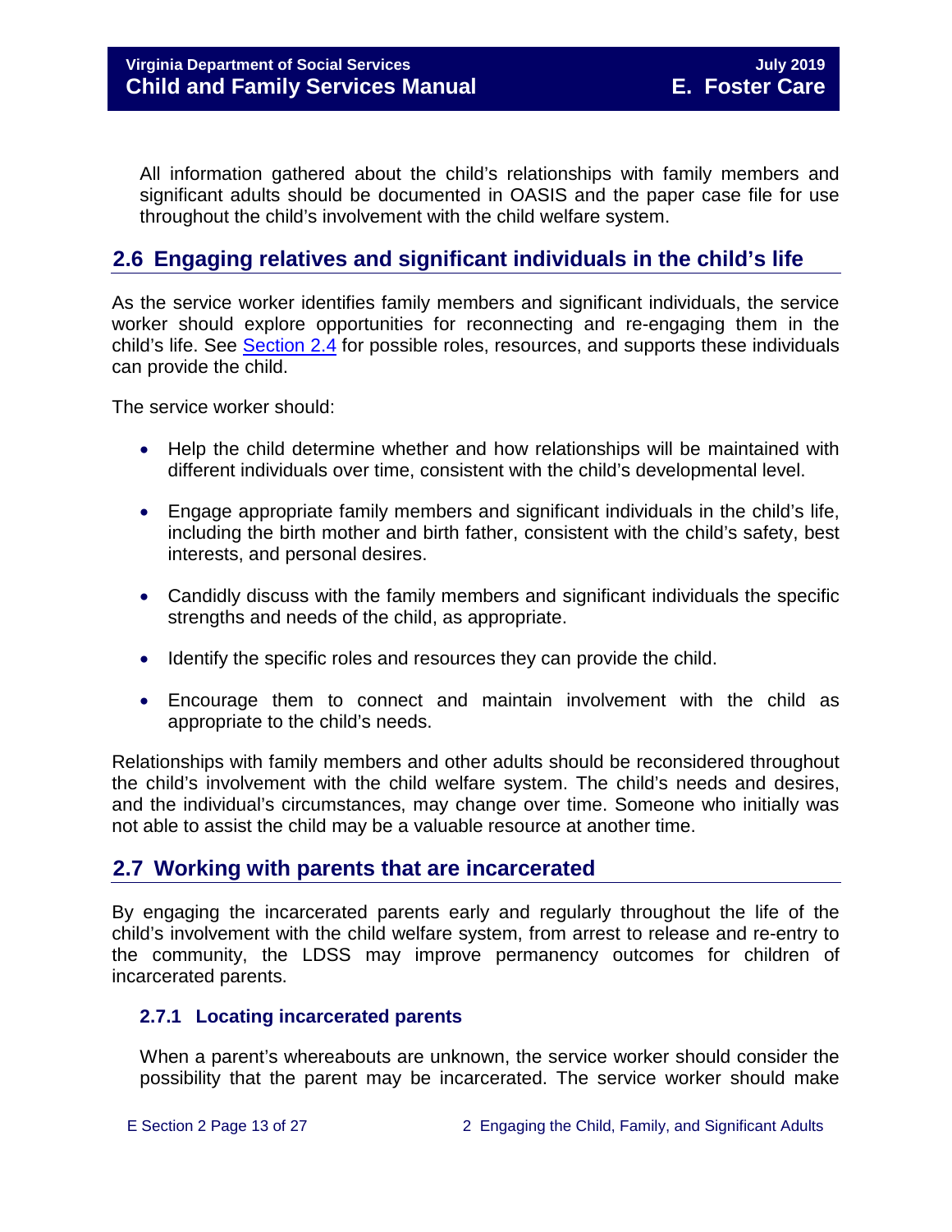All information gathered about the child's relationships with family members and significant adults should be documented in OASIS and the paper case file for use throughout the child's involvement with the child welfare system.

## 2.6 Engaging relatives and significant individuals in the child's life

As the service worker identifies family members and significant individuals, the service worker should explore opportunities for reconnecting and re-engaging them in the child's life. See Section 2.4 for possible roles, resources, and supports these individuals can provide the child.

The service worker should:

- Help the child determine whether and how relationships will be maintained with different individuals over time, consistent with the child's developmental level.
- Engage appropriate family members and significant individuals in the child's life, including the birth mother and birth father, consistent with the child's safety, best interests, and personal desires.
- Candidly discuss with the family members and significant individuals the specific strengths and needs of the child, as appropriate.
- Identify the specific roles and resources they can provide the child.
- Encourage them to connect and maintain involvement with the child as appropriate to the child's needs.

Relationships with family members and other adults should be reconsidered throughout the child's involvement with the child welfare system. The child's needs and desires, and the individual's circumstances, may change over time. Someone who initially was not able to assist the child may be a valuable resource at another time.

## 2.7 Working with parents that are incarcerated

By engaging the incarcerated parents early and regularly throughout the life of the child's involvement with the child welfare system, from arrest to release and re-entry to the community, the LDSS may improve permanency outcomes for children of incarcerated parents.

### 2.7.1 Locating incarcerated parents

When a parent's whereabouts are unknown, the service worker should consider the possibility that the parent may be incarcerated. The service worker should make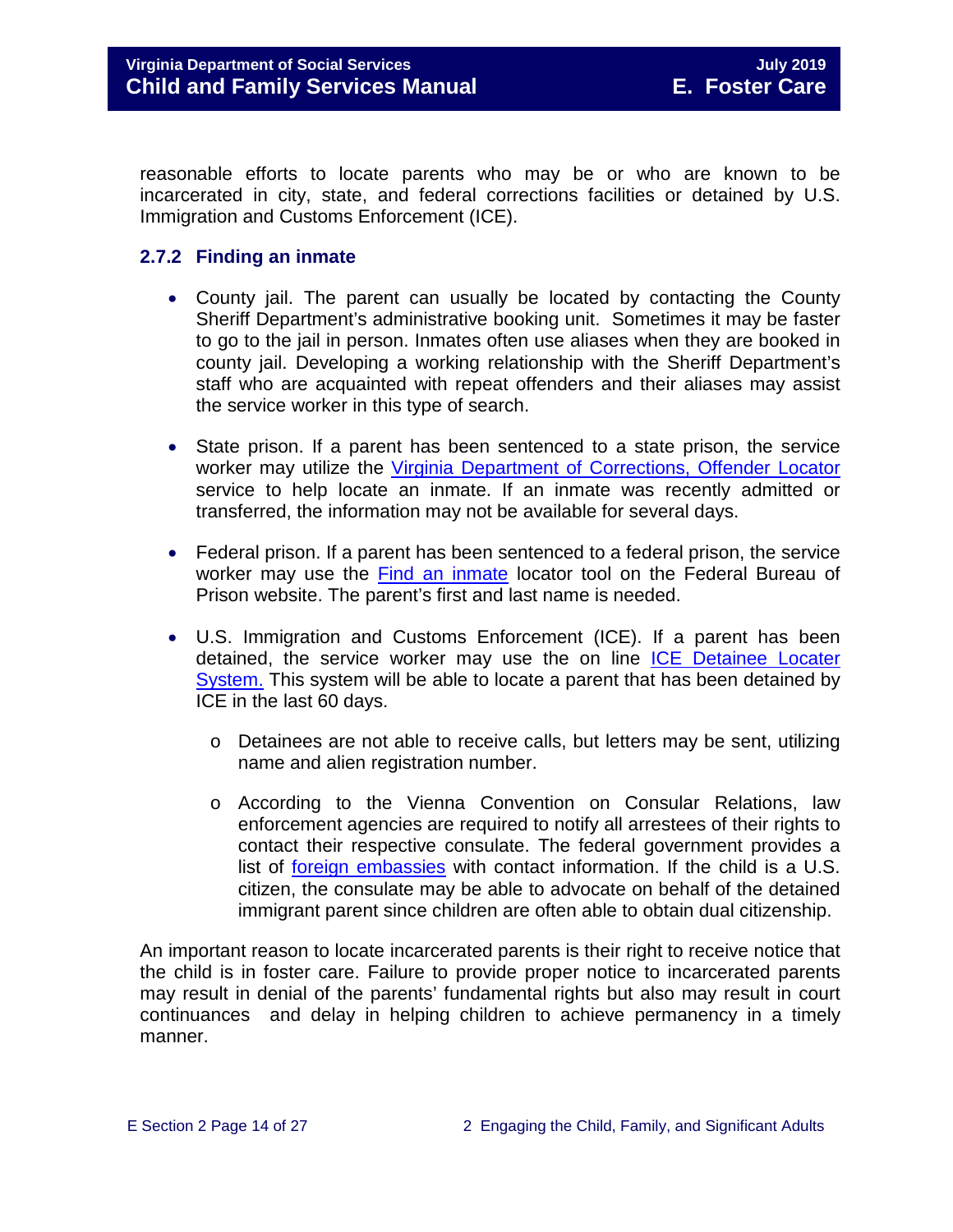reasonable efforts to locate parents who may be or who are known to be incarcerated in city, state, and federal corrections facilities or detained by U.S. Immigration and Customs Enforcement (ICE).

### 2.7.2 Finding an inmate

- County jail. The parent can usually be located by contacting the County Sheriff Department's administrative booking unit. Sometimes it may be faster to go to the jail in person. Inmates often use aliases when they are booked in county jail. Developing a working relationship with the Sheriff Department's staff who are acquainted with repeat offenders and their aliases may assist the service worker in this type of search.

- State prison. If a parent has been sentenced to a state prison, the service worker may utilize the Virginia Department of Corrections, Offender Locator service to help locate an inmate. If an inmate was recently admitted or transferred, the information may not be available for several days.

- Federal prison. If a parent has been sentenced to a federal prison, the service worker may use the Find an inmate locator tool on the Federal Bureau of Prison website. The parent's first and last name is needed.

- U.S. Immigration and Customs Enforcement (ICE). If a parent has been detained, the service worker may use the on line ICE Detainee Locater System. This system will be able to locate a parent that has been detained by ICE in the last 60 days.
  - Detainees are not able to receive calls, but letters may be sent, utilizing name and alien registration number.
  - According to the Vienna Convention on Consular Relations, law enforcement agencies are required to notify all arrestees of their rights to contact their respective consulate. The federal government provides a list of foreign embassies with contact information. If the child is a U.S. citizen, the consulate may be able to advocate on behalf of the detained immigrant parent since children are often able to obtain dual citizenship.

An important reason to locate incarcerated parents is their right to receive notice that the child is in foster care. Failure to provide proper notice to incarcerated parents may result in denial of the parents' fundamental rights but also may result in court continuances and delay in helping children to achieve permanency in a timely manner.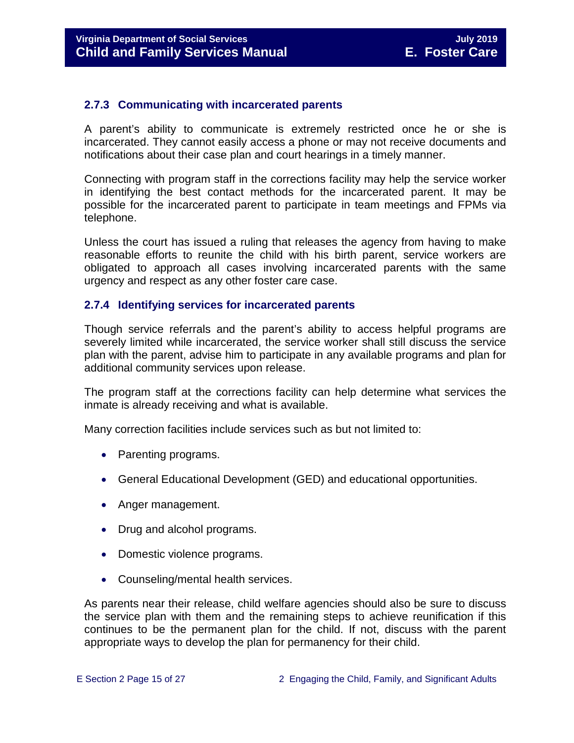### 2.7.3 Communicating with incarcerated parents

A parent's ability to communicate is extremely restricted once he or she is incarcerated. They cannot easily access a phone or may not receive documents and notifications about their case plan and court hearings in a timely manner.

Connecting with program staff in the corrections facility may help the service worker in identifying the best contact methods for the incarcerated parent. It may be possible for the incarcerated parent to participate in team meetings and FPMs via telephone.

Unless the court has issued a ruling that releases the agency from having to make reasonable efforts to reunite the child with his birth parent, service workers are obligated to approach all cases involving incarcerated parents with the same urgency and respect as any other foster care case.

### 2.7.4 Identifying services for incarcerated parents

Though service referrals and the parent's ability to access helpful programs are severely limited while incarcerated, the service worker shall still discuss the service plan with the parent, advise him to participate in any available programs and plan for additional community services upon release.

The program staff at the corrections facility can help determine what services the inmate is already receiving and what is available.

Many correction facilities include services such as but not limited to:

- Parenting programs.
- General Educational Development (GED) and educational opportunities.
- Anger management.
- Drug and alcohol programs.
- Domestic violence programs.
- Counseling/mental health services.

As parents near their release, child welfare agencies should also be sure to discuss the service plan with them and the remaining steps to achieve reunification if this continues to be the permanent plan for the child. If not, discuss with the parent appropriate ways to develop the plan for permanency for their child.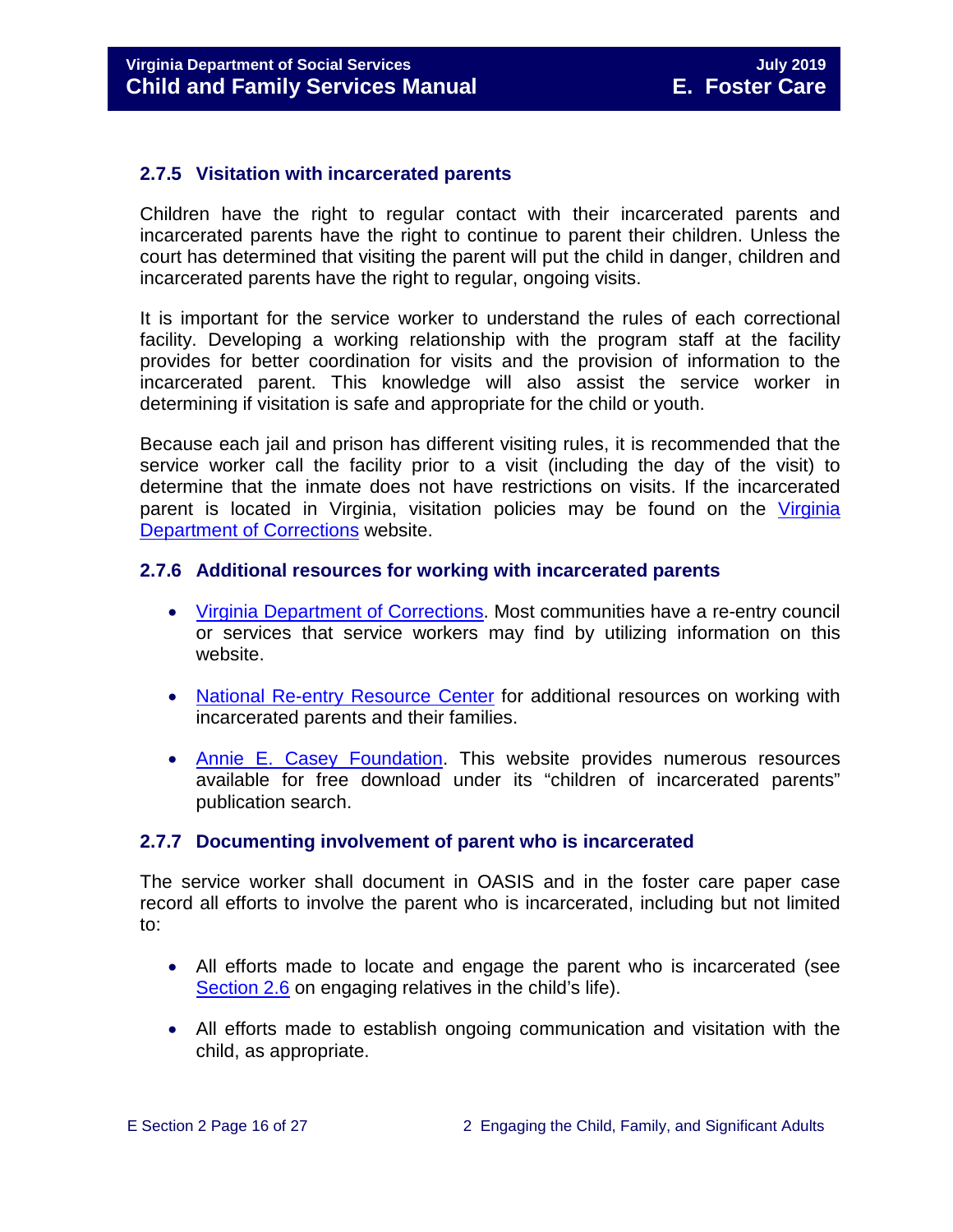### 2.7.5 Visitation with incarcerated parents

Children have the right to regular contact with their incarcerated parents and incarcerated parents have the right to continue to parent their children. Unless the court has determined that visiting the parent will put the child in danger, children and incarcerated parents have the right to regular, ongoing visits.

It is important for the service worker to understand the rules of each correctional facility. Developing a working relationship with the program staff at the facility provides for better coordination for visits and the provision of information to the incarcerated parent. This knowledge will also assist the service worker in determining if visitation is safe and appropriate for the child or youth.

Because each jail and prison has different visiting rules, it is recommended that the service worker call the facility prior to a visit (including the day of the visit) to determine that the inmate does not have restrictions on visits. If the incarcerated parent is located in Virginia, visitation policies may be found on the Virginia Department of Corrections website.

### 2.7.6 Additional resources for working with incarcerated parents

- Virginia Department of Corrections. Most communities have a re-entry council or services that service workers may find by utilizing information on this website.
- National Re-entry Resource Center for additional resources on working with incarcerated parents and their families.
- Annie E. Casey Foundation. This website provides numerous resources available for free download under its "children of incarcerated parents" publication search.

### 2.7.7 Documenting involvement of parent who is incarcerated

The service worker shall document in OASIS and in the foster care paper case record all efforts to involve the parent who is incarcerated, including but not limited to:

- All efforts made to locate and engage the parent who is incarcerated (see Section 2.6 on engaging relatives in the child's life).
- All efforts made to establish ongoing communication and visitation with the child, as appropriate.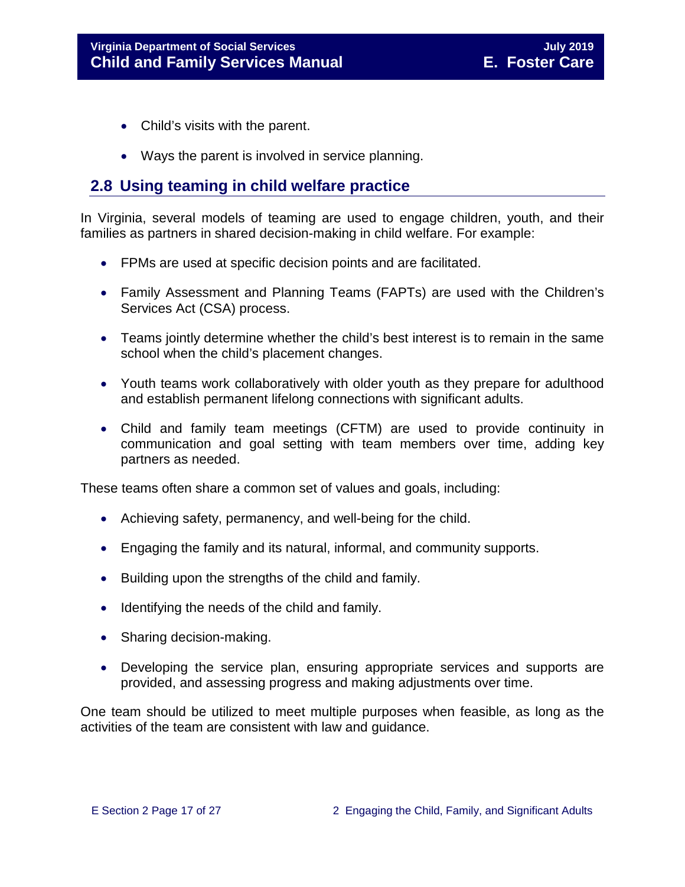- Child's visits with the parent.
- Ways the parent is involved in service planning.

## 2.8 Using teaming in child welfare practice

In Virginia, several models of teaming are used to engage children, youth, and their families as partners in shared decision-making in child welfare. For example:

- FPMs are used at specific decision points and are facilitated.
- Family Assessment and Planning Teams (FAPTs) are used with the Children's Services Act (CSA) process.
- Teams jointly determine whether the child's best interest is to remain in the same school when the child's placement changes.
- Youth teams work collaboratively with older youth as they prepare for adulthood and establish permanent lifelong connections with significant adults.
- Child and family team meetings (CFTM) are used to provide continuity in communication and goal setting with team members over time, adding key partners as needed.

These teams often share a common set of values and goals, including:

- Achieving safety, permanency, and well-being for the child.
- Engaging the family and its natural, informal, and community supports.
- Building upon the strengths of the child and family.
- Identifying the needs of the child and family.
- Sharing decision-making.
- Developing the service plan, ensuring appropriate services and supports are provided, and assessing progress and making adjustments over time.

One team should be utilized to meet multiple purposes when feasible, as long as the activities of the team are consistent with law and guidance.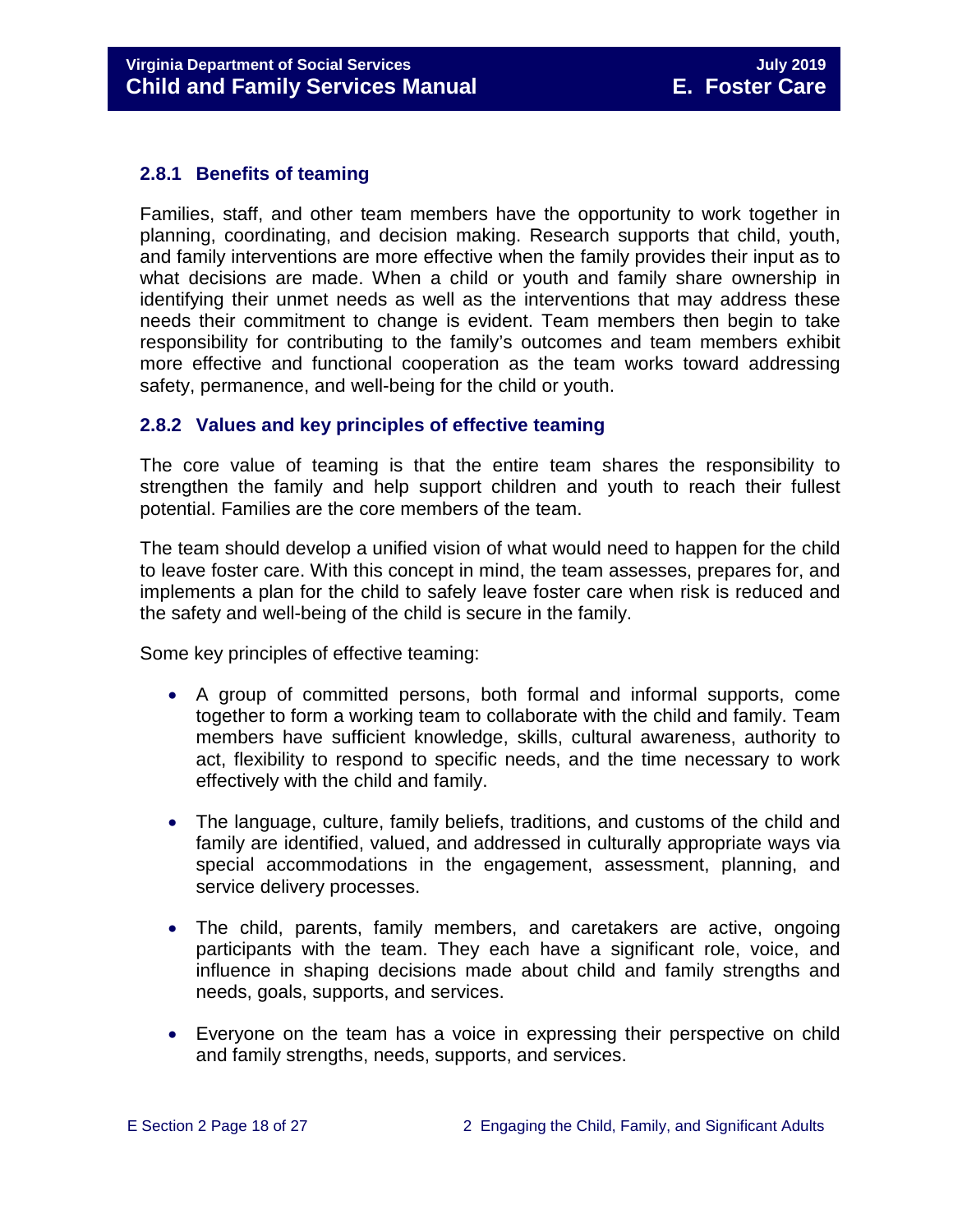### 2.8.1 Benefits of teaming

Families, staff, and other team members have the opportunity to work together in planning, coordinating, and decision making. Research supports that child, youth, and family interventions are more effective when the family provides their input as to what decisions are made. When a child or youth and family share ownership in identifying their unmet needs as well as the interventions that may address these needs their commitment to change is evident. Team members then begin to take responsibility for contributing to the family's outcomes and team members exhibit more effective and functional cooperation as the team works toward addressing safety, permanence, and well-being for the child or youth.

### 2.8.2 Values and key principles of effective teaming

The core value of teaming is that the entire team shares the responsibility to strengthen the family and help support children and youth to reach their fullest potential. Families are the core members of the team.

The team should develop a unified vision of what would need to happen for the child to leave foster care. With this concept in mind, the team assesses, prepares for, and implements a plan for the child to safely leave foster care when risk is reduced and the safety and well-being of the child is secure in the family.

Some key principles of effective teaming:

- A group of committed persons, both formal and informal supports, come together to form a working team to collaborate with the child and family. Team members have sufficient knowledge, skills, cultural awareness, authority to act, flexibility to respond to specific needs, and the time necessary to work effectively with the child and family.
- The language, culture, family beliefs, traditions, and customs of the child and family are identified, valued, and addressed in culturally appropriate ways via special accommodations in the engagement, assessment, planning, and service delivery processes.
- The child, parents, family members, and caretakers are active, ongoing participants with the team. They each have a significant role, voice, and influence in shaping decisions made about child and family strengths and needs, goals, supports, and services.
- Everyone on the team has a voice in expressing their perspective on child and family strengths, needs, supports, and services.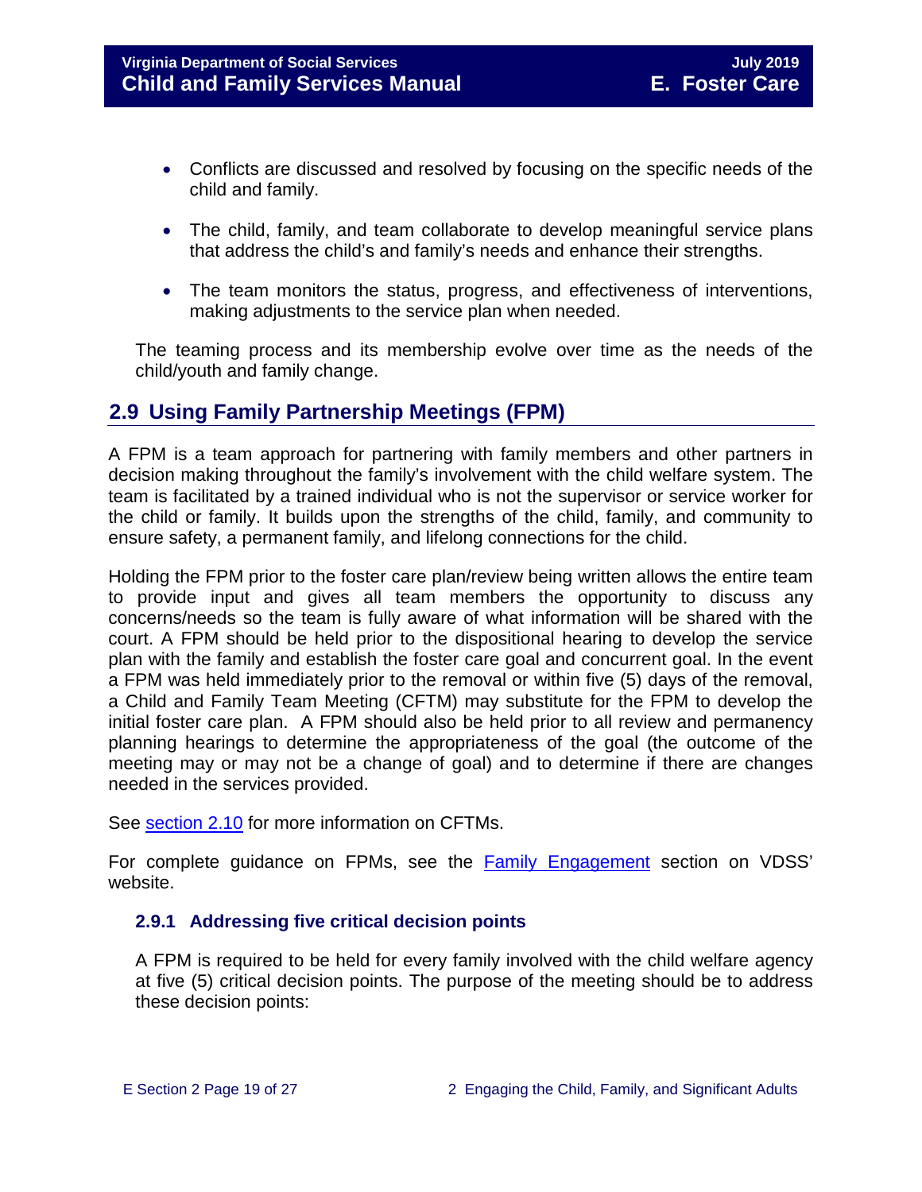- Conflicts are discussed and resolved by focusing on the specific needs of the child and family.

- The child, family, and team collaborate to develop meaningful service plans that address the child's and family's needs and enhance their strengths.

- The team monitors the status, progress, and effectiveness of interventions, making adjustments to the service plan when needed.

The teaming process and its membership evolve over time as the needs of the child/youth and family change.

## 2.9 Using Family Partnership Meetings (FPM)

A FPM is a team approach for partnering with family members and other partners in decision making throughout the family's involvement with the child welfare system. The team is facilitated by a trained individual who is not the supervisor or service worker for the child or family. It builds upon the strengths of the child, family, and community to ensure safety, a permanent family, and lifelong connections for the child.

Holding the FPM prior to the foster care plan/review being written allows the entire team to provide input and gives all team members the opportunity to discuss any concerns/needs so the team is fully aware of what information will be shared with the court. A FPM should be held prior to the dispositional hearing to develop the service plan with the family and establish the foster care goal and concurrent goal. In the event a FPM was held immediately prior to the removal or within five (5) days of the removal, a Child and Family Team Meeting (CFTM) may substitute for the FPM to develop the initial foster care plan. A FPM should also be held prior to all review and permanency planning hearings to determine the appropriateness of the goal (the outcome of the meeting may or may not be a change of goal) and to determine if there are changes needed in the services provided.

See section 2.10 for more information on CFTMs.

For complete guidance on FPMs, see the Family Engagement section on VDSS' website.

### 2.9.1 Addressing five critical decision points

A FPM is required to be held for every family involved with the child welfare agency at five (5) critical decision points. The purpose of the meeting should be to address these decision points: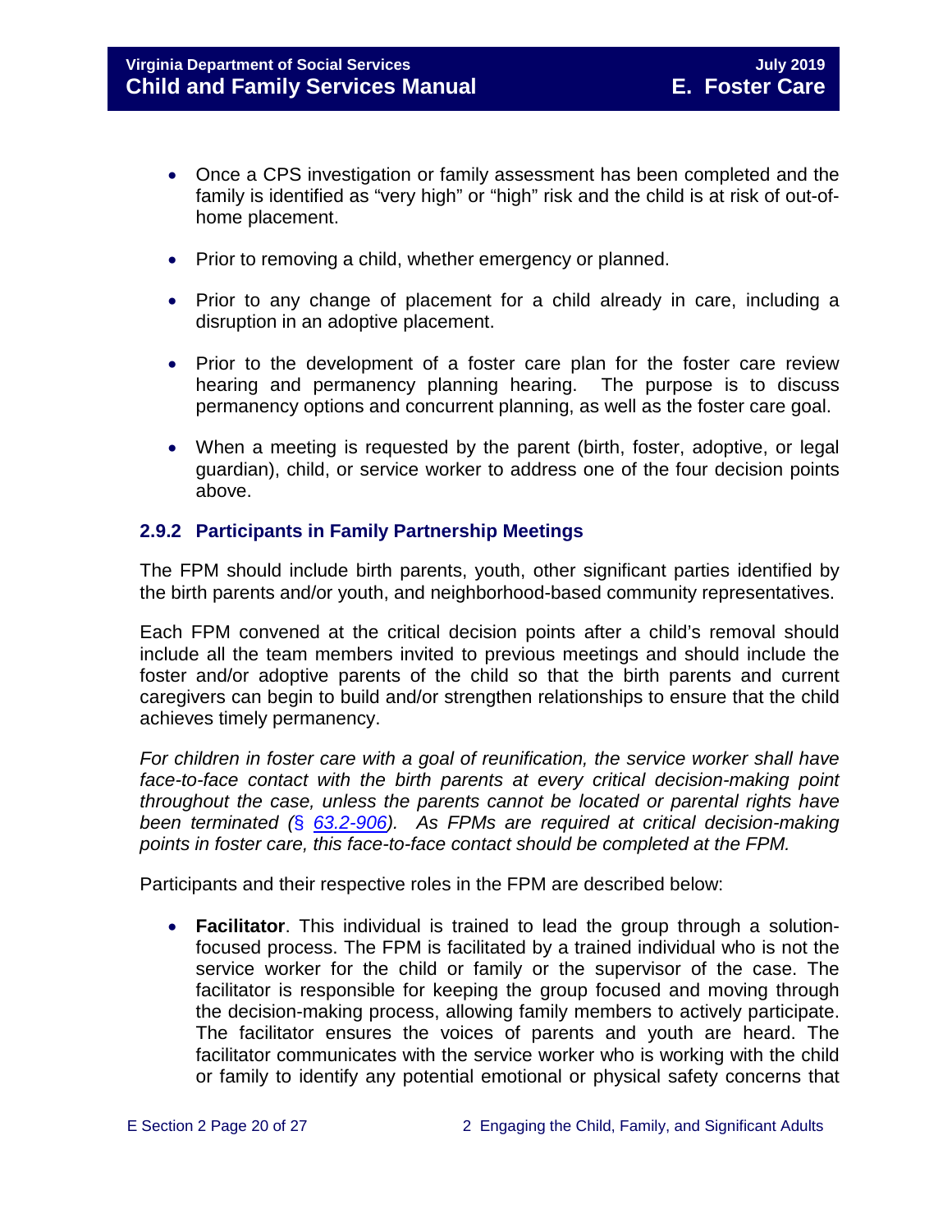- Once a CPS investigation or family assessment has been completed and the family is identified as "very high" or "high" risk and the child is at risk of out-of-home placement.
- Prior to removing a child, whether emergency or planned.
- Prior to any change of placement for a child already in care, including a disruption in an adoptive placement.
- Prior to the development of a foster care plan for the foster care review hearing and permanency planning hearing. The purpose is to discuss permanency options and concurrent planning, as well as the foster care goal.
- When a meeting is requested by the parent (birth, foster, adoptive, or legal guardian), child, or service worker to address one of the four decision points above.

### 2.9.2 Participants in Family Partnership Meetings

The FPM should include birth parents, youth, other significant parties identified by the birth parents and/or youth, and neighborhood-based community representatives.

Each FPM convened at the critical decision points after a child's removal should include all the team members invited to previous meetings and should include the foster and/or adoptive parents of the child so that the birth parents and current caregivers can begin to build and/or strengthen relationships to ensure that the child achieves timely permanency.

*For children in foster care with a goal of reunification, the service worker shall have face-to-face contact with the birth parents at every critical decision-making point throughout the case, unless the parents cannot be located or parental rights have been terminated (§ 63.2-906). As FPMs are required at critical decision-making points in foster care, this face-to-face contact should be completed at the FPM.*

Participants and their respective roles in the FPM are described below:

- **Facilitator**. This individual is trained to lead the group through a solution-focused process. The FPM is facilitated by a trained individual who is not the service worker for the child or family or the supervisor of the case. The facilitator is responsible for keeping the group focused and moving through the decision-making process, allowing family members to actively participate. The facilitator ensures the voices of parents and youth are heard. The facilitator communicates with the service worker who is working with the child or family to identify any potential emotional or physical safety concerns that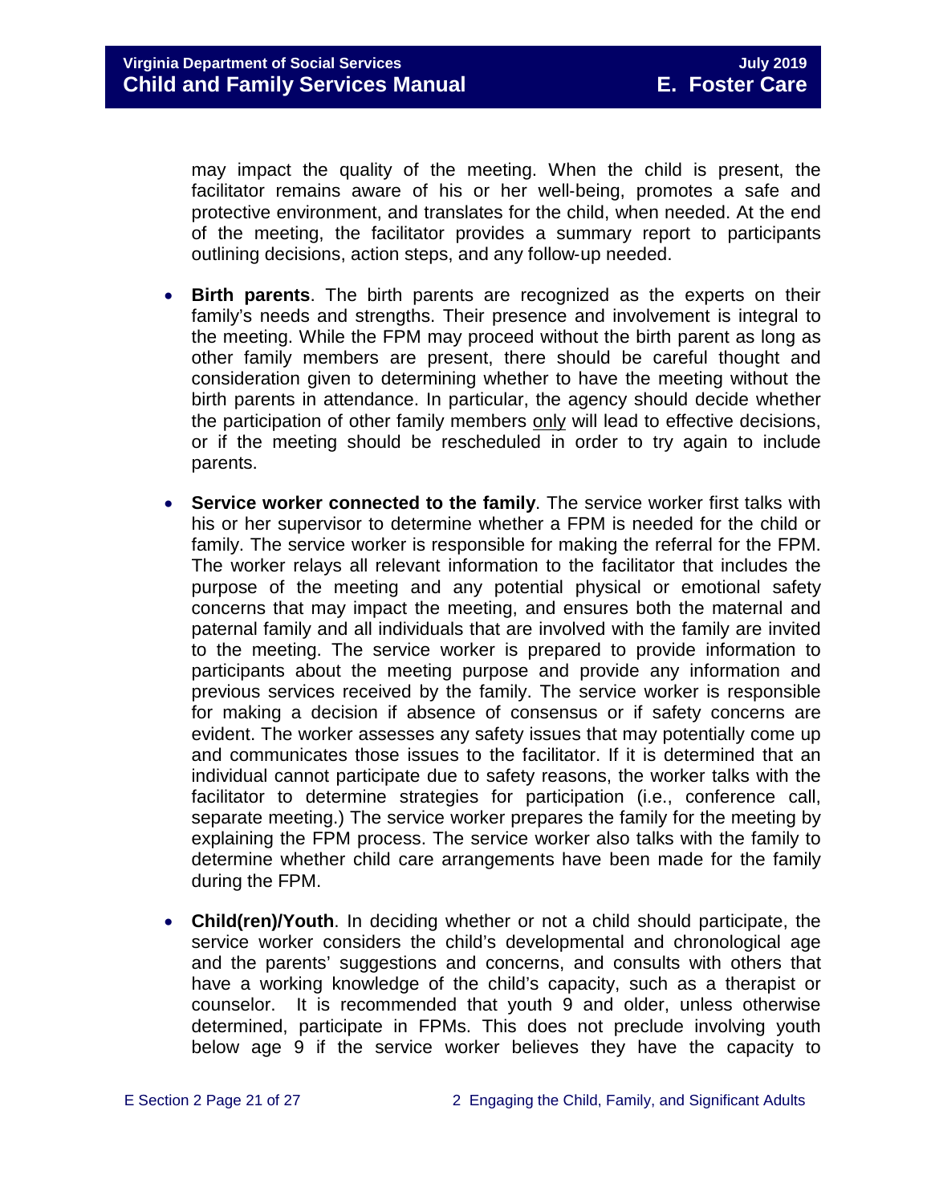may impact the quality of the meeting. When the child is present, the facilitator remains aware of his or her well-being, promotes a safe and protective environment, and translates for the child, when needed. At the end of the meeting, the facilitator provides a summary report to participants outlining decisions, action steps, and any follow-up needed.

- **Birth parents**. The birth parents are recognized as the experts on their family's needs and strengths. Their presence and involvement is integral to the meeting. While the FPM may proceed without the birth parent as long as other family members are present, there should be careful thought and consideration given to determining whether to have the meeting without the birth parents in attendance. In particular, the agency should decide whether the participation of other family members only will lead to effective decisions, or if the meeting should be rescheduled in order to try again to include parents.

- **Service worker connected to the family**. The service worker first talks with his or her supervisor to determine whether a FPM is needed for the child or family. The service worker is responsible for making the referral for the FPM. The worker relays all relevant information to the facilitator that includes the purpose of the meeting and any potential physical or emotional safety concerns that may impact the meeting, and ensures both the maternal and paternal family and all individuals that are involved with the family are invited to the meeting. The service worker is prepared to provide information to participants about the meeting purpose and provide any information and previous services received by the family. The service worker is responsible for making a decision if absence of consensus or if safety concerns are evident. The worker assesses any safety issues that may potentially come up and communicates those issues to the facilitator. If it is determined that an individual cannot participate due to safety reasons, the worker talks with the facilitator to determine strategies for participation (i.e., conference call, separate meeting.) The service worker prepares the family for the meeting by explaining the FPM process. The service worker also talks with the family to determine whether child care arrangements have been made for the family during the FPM.

- **Child(ren)/Youth**. In deciding whether or not a child should participate, the service worker considers the child's developmental and chronological age and the parents' suggestions and concerns, and consults with others that have a working knowledge of the child's capacity, such as a therapist or counselor. It is recommended that youth 9 and older, unless otherwise determined, participate in FPMs. This does not preclude involving youth below age 9 if the service worker believes they have the capacity to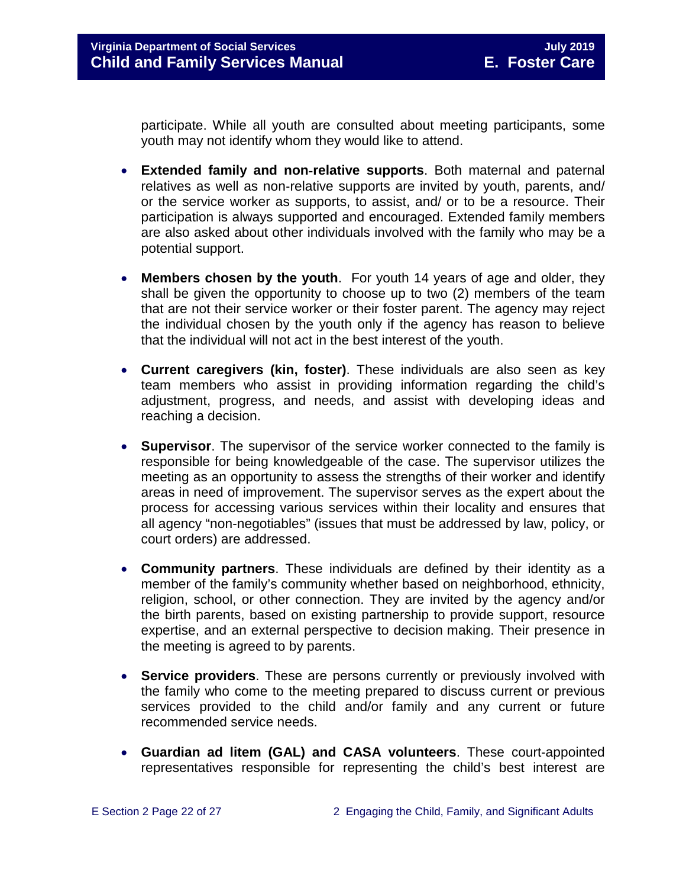participate. While all youth are consulted about meeting participants, some youth may not identify whom they would like to attend.

- **Extended family and non-relative supports**. Both maternal and paternal relatives as well as non-relative supports are invited by youth, parents, and/ or the service worker as supports, to assist, and/ or to be a resource. Their participation is always supported and encouraged. Extended family members are also asked about other individuals involved with the family who may be a potential support.

- **Members chosen by the youth**. For youth 14 years of age and older, they shall be given the opportunity to choose up to two (2) members of the team that are not their service worker or their foster parent. The agency may reject the individual chosen by the youth only if the agency has reason to believe that the individual will not act in the best interest of the youth.

- **Current caregivers (kin, foster)**. These individuals are also seen as key team members who assist in providing information regarding the child's adjustment, progress, and needs, and assist with developing ideas and reaching a decision.

- **Supervisor**. The supervisor of the service worker connected to the family is responsible for being knowledgeable of the case. The supervisor utilizes the meeting as an opportunity to assess the strengths of their worker and identify areas in need of improvement. The supervisor serves as the expert about the process for accessing various services within their locality and ensures that all agency "non-negotiables" (issues that must be addressed by law, policy, or court orders) are addressed.

- **Community partners**. These individuals are defined by their identity as a member of the family's community whether based on neighborhood, ethnicity, religion, school, or other connection. They are invited by the agency and/or the birth parents, based on existing partnership to provide support, resource expertise, and an external perspective to decision making. Their presence in the meeting is agreed to by parents.

- **Service providers**. These are persons currently or previously involved with the family who come to the meeting prepared to discuss current or previous services provided to the child and/or family and any current or future recommended service needs.

- **Guardian ad litem (GAL) and CASA volunteers**. These court-appointed representatives responsible for representing the child's best interest are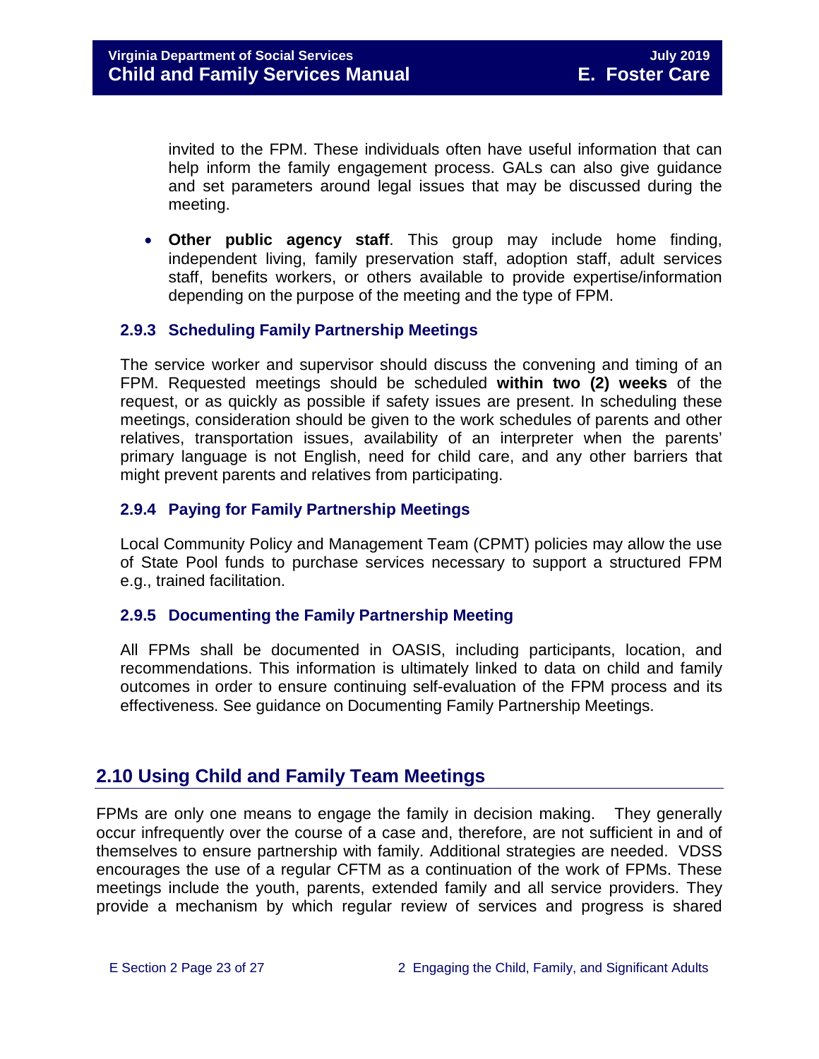invited to the FPM. These individuals often have useful information that can help inform the family engagement process. GALs can also give guidance and set parameters around legal issues that may be discussed during the meeting.

- **Other public agency staff**. This group may include home finding, independent living, family preservation staff, adoption staff, adult services staff, benefits workers, or others available to provide expertise/information depending on the purpose of the meeting and the type of FPM.

### 2.9.3 Scheduling Family Partnership Meetings

The service worker and supervisor should discuss the convening and timing of an FPM. Requested meetings should be scheduled **within two (2) weeks** of the request, or as quickly as possible if safety issues are present. In scheduling these meetings, consideration should be given to the work schedules of parents and other relatives, transportation issues, availability of an interpreter when the parents' primary language is not English, need for child care, and any other barriers that might prevent parents and relatives from participating.

### 2.9.4 Paying for Family Partnership Meetings

Local Community Policy and Management Team (CPMT) policies may allow the use of State Pool funds to purchase services necessary to support a structured FPM e.g., trained facilitation.

### 2.9.5 Documenting the Family Partnership Meeting

All FPMs shall be documented in OASIS, including participants, location, and recommendations. This information is ultimately linked to data on child and family outcomes in order to ensure continuing self-evaluation of the FPM process and its effectiveness. See guidance on Documenting Family Partnership Meetings.

## 2.10 Using Child and Family Team Meetings

FPMs are only one means to engage the family in decision making. They generally occur infrequently over the course of a case and, therefore, are not sufficient in and of themselves to ensure partnership with family. Additional strategies are needed. VDSS encourages the use of a regular CFTM as a continuation of the work of FPMs. These meetings include the youth, parents, extended family and all service providers. They provide a mechanism by which regular review of services and progress is shared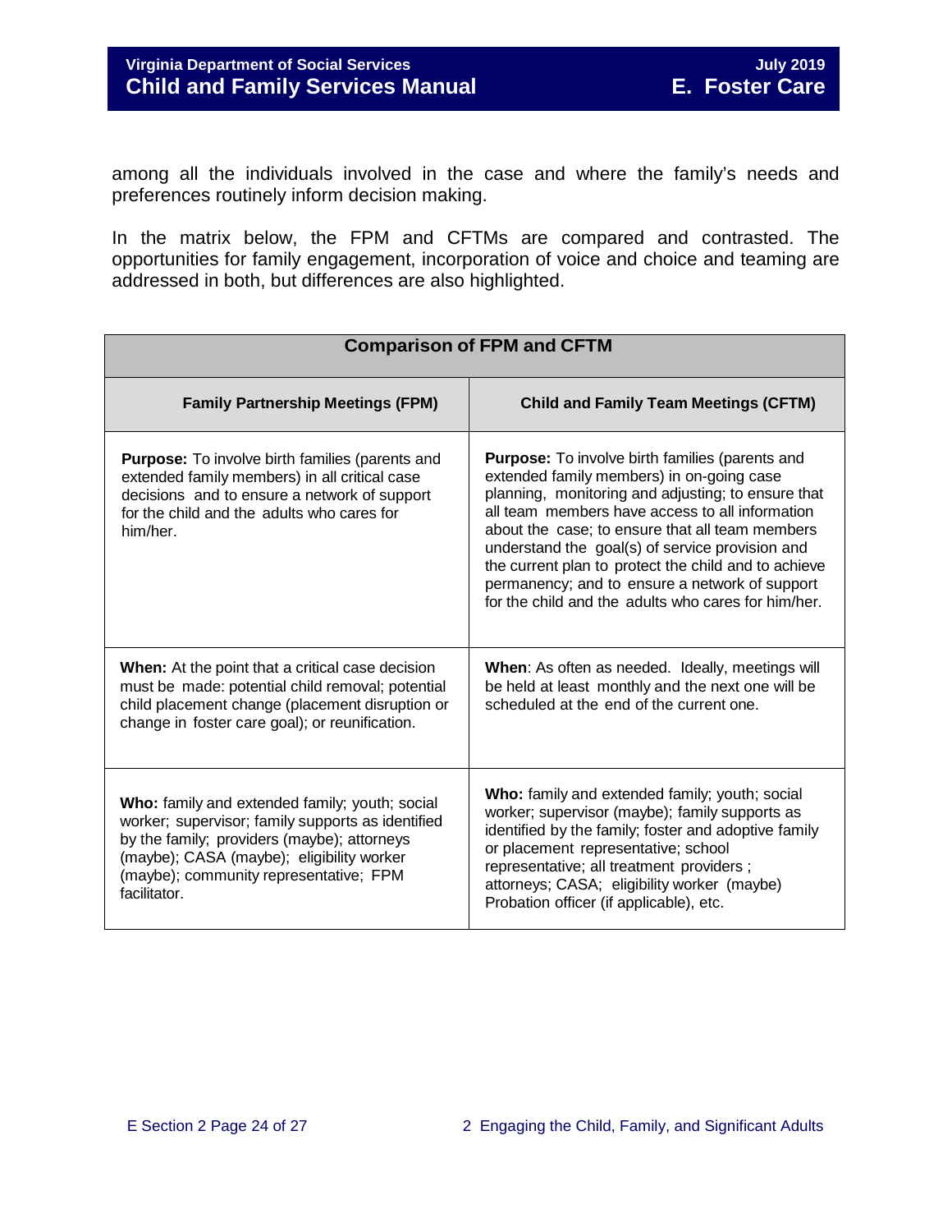among all the individuals involved in the case and where the family's needs and preferences routinely inform decision making.

In the matrix below, the FPM and CFTMs are compared and contrasted. The opportunities for family engagement, incorporation of voice and choice and teaming are addressed in both, but differences are also highlighted.

| **Comparison of FPM and CFTM** | |
|---|---|
| **Family Partnership Meetings (FPM)** | **Child and Family Team Meetings (CFTM)** |
| **Purpose:** To involve birth families (parents and extended family members) in all critical case decisions and to ensure a network of support for the child and the adults who cares for him/her. | **Purpose:** To involve birth families (parents and extended family members) in on-going case planning, monitoring and adjusting; to ensure that all team members have access to all information about the case; to ensure that all team members understand the goal(s) of service provision and the current plan to protect the child and to achieve permanency; and to ensure a network of support for the child and the adults who cares for him/her. |
| **When:** At the point that a critical case decision must be made: potential child removal; potential child placement change (placement disruption or change in foster care goal); or reunification. | **When**: As often as needed. Ideally, meetings will be held at least monthly and the next one will be scheduled at the end of the current one. |
| **Who:** family and extended family; youth; social worker; supervisor; family supports as identified by the family; providers (maybe); attorneys (maybe); CASA (maybe); eligibility worker (maybe); community representative; FPM facilitator. | **Who:** family and extended family; youth; social worker; supervisor (maybe); family supports as identified by the family; foster and adoptive family or placement representative; school representative; all treatment providers ; attorneys; CASA; eligibility worker (maybe) Probation officer (if applicable), etc. |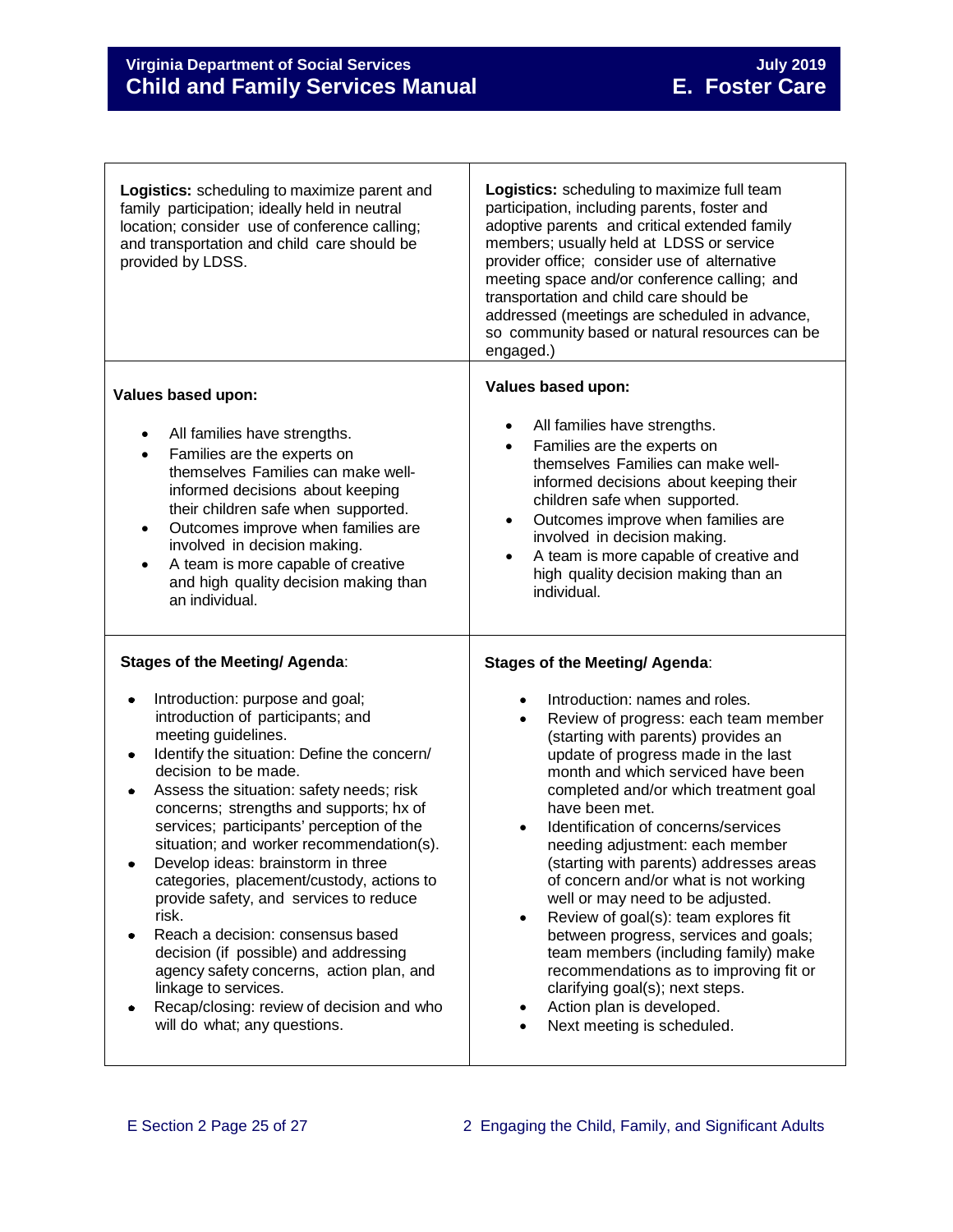| | |
|---|---|
| **Logistics:** scheduling to maximize parent and family participation; ideally held in neutral location; consider use of conference calling; and transportation and child care should be provided by LDSS. | **Logistics:** scheduling to maximize full team participation, including parents, foster and adoptive parents and critical extended family members; usually held at LDSS or service provider office; consider use of alternative meeting space and/or conference calling; and transportation and child care should be addressed (meetings are scheduled in advance, so community based or natural resources can be engaged.) |
| **Values based upon:**<br><br>• All families have strengths.<br>• Families are the experts on themselves Families can make well-informed decisions about keeping their children safe when supported.<br>• Outcomes improve when families are involved in decision making.<br>• A team is more capable of creative and high quality decision making than an individual. | **Values based upon:**<br><br>• All families have strengths.<br>• Families are the experts on themselves Families can make well-informed decisions about keeping their children safe when supported.<br>• Outcomes improve when families are involved in decision making.<br>• A team is more capable of creative and high quality decision making than an individual. |
| **Stages of the Meeting/ Agenda**:<br><br>• Introduction: purpose and goal; introduction of participants; and meeting guidelines.<br>• Identify the situation: Define the concern/ decision to be made.<br>• Assess the situation: safety needs; risk concerns; strengths and supports; hx of services; participants' perception of the situation; and worker recommendation(s).<br>• Develop ideas: brainstorm in three categories, placement/custody, actions to provide safety, and services to reduce risk.<br>• Reach a decision: consensus based decision (if possible) and addressing agency safety concerns, action plan, and linkage to services.<br>• Recap/closing: review of decision and who will do what; any questions. | **Stages of the Meeting/ Agenda**:<br><br>• Introduction: names and roles.<br>• Review of progress: each team member (starting with parents) provides an update of progress made in the last month and which serviced have been completed and/or which treatment goal have been met.<br>• Identification of concerns/services needing adjustment: each member (starting with parents) addresses areas of concern and/or what is not working well or may need to be adjusted.<br>• Review of goal(s): team explores fit between progress, services and goals; team members (including family) make recommendations as to improving fit or clarifying goal(s); next steps.<br>• Action plan is developed.<br>• Next meeting is scheduled. |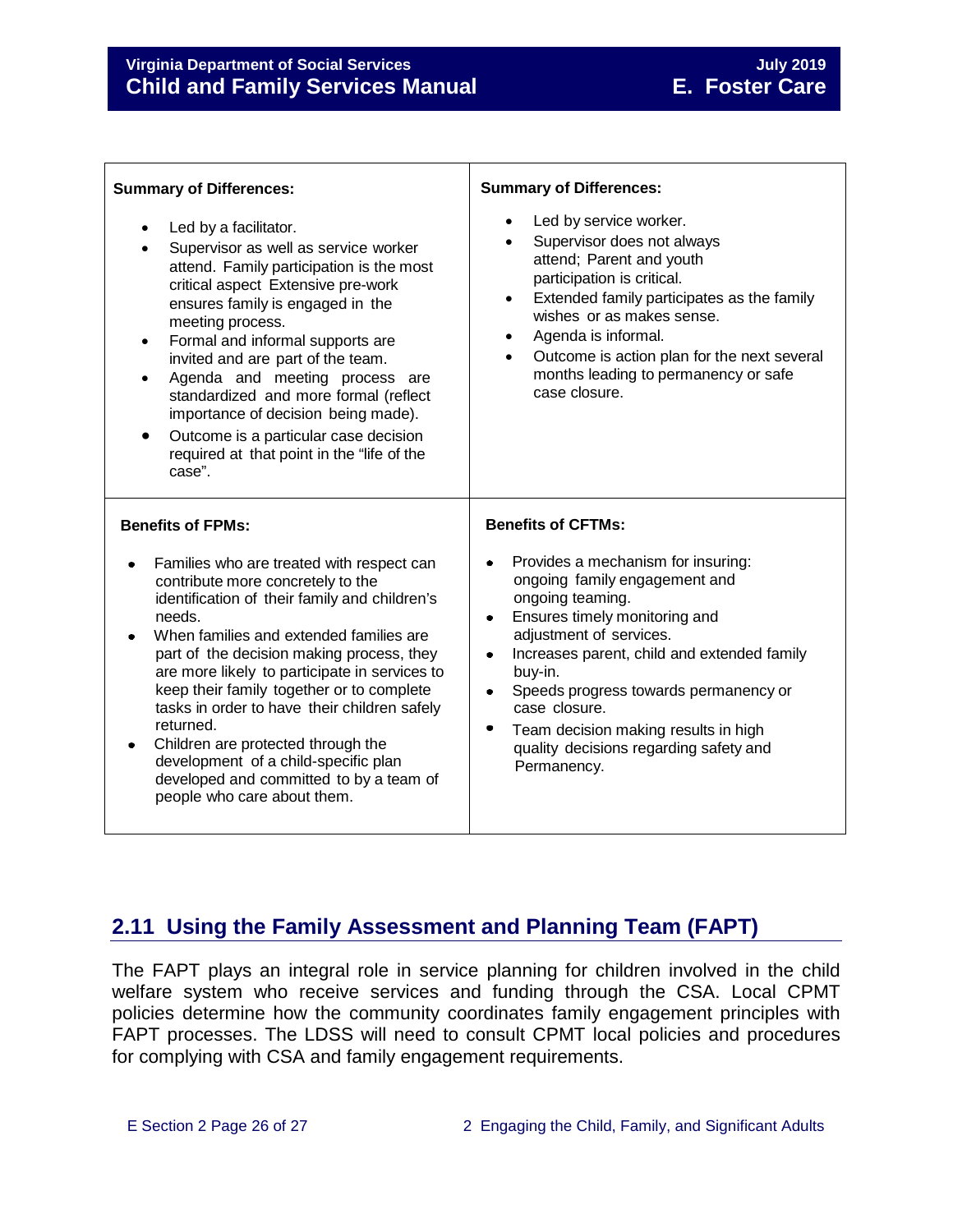| **Summary of Differences:** | **Summary of Differences:** |
|---|---|
| • Led by a facilitator.<br>• Supervisor as well as service worker attend. Family participation is the most critical aspect Extensive pre-work ensures family is engaged in the meeting process.<br>• Formal and informal supports are invited and are part of the team.<br>• Agenda and meeting process are standardized and more formal (reflect importance of decision being made).<br>• Outcome is a particular case decision required at that point in the "life of the case". | • Led by service worker.<br>• Supervisor does not always attend; Parent and youth participation is critical.<br>• Extended family participates as the family wishes or as makes sense.<br>• Agenda is informal.<br>• Outcome is action plan for the next several months leading to permanency or safe case closure. |
| **Benefits of FPMs:**<br><br>• Families who are treated with respect can contribute more concretely to the identification of their family and children's needs.<br>• When families and extended families are part of the decision making process, they are more likely to participate in services to keep their family together or to complete tasks in order to have their children safely returned.<br>• Children are protected through the development of a child-specific plan developed and committed to by a team of people who care about them. | **Benefits of CFTMs:**<br><br>• Provides a mechanism for insuring: ongoing family engagement and ongoing teaming.<br>• Ensures timely monitoring and adjustment of services.<br>• Increases parent, child and extended family buy-in.<br>• Speeds progress towards permanency or case closure.<br>• Team decision making results in high quality decisions regarding safety and Permanency. |

## 2.11 Using the Family Assessment and Planning Team (FAPT)

The FAPT plays an integral role in service planning for children involved in the child welfare system who receive services and funding through the CSA. Local CPMT policies determine how the community coordinates family engagement principles with FAPT processes. The LDSS will need to consult CPMT local policies and procedures for complying with CSA and family engagement requirements.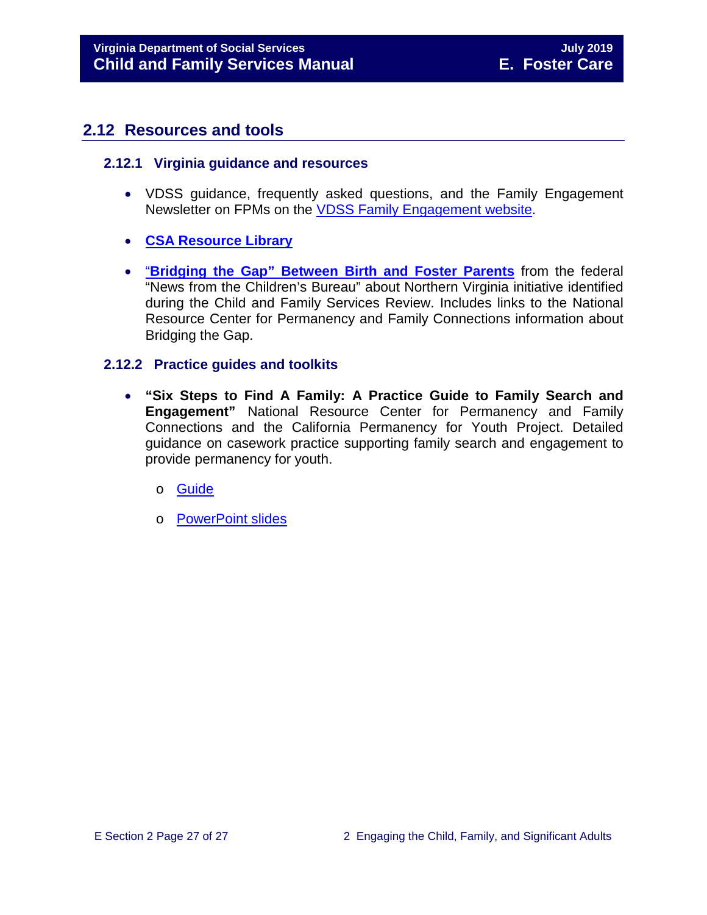## 2.12 Resources and tools

### 2.12.1 Virginia guidance and resources

- VDSS guidance, frequently asked questions, and the Family Engagement Newsletter on FPMs on the VDSS Family Engagement website.
- **CSA Resource Library**
- "**Bridging the Gap" Between Birth and Foster Parents** from the federal "News from the Children's Bureau" about Northern Virginia initiative identified during the Child and Family Services Review. Includes links to the National Resource Center for Permanency and Family Connections information about Bridging the Gap.

### 2.12.2 Practice guides and toolkits

- **"Six Steps to Find A Family: A Practice Guide to Family Search and Engagement"** National Resource Center for Permanency and Family Connections and the California Permanency for Youth Project. Detailed guidance on casework practice supporting family search and engagement to provide permanency for youth.
  - Guide
  - PowerPoint slides